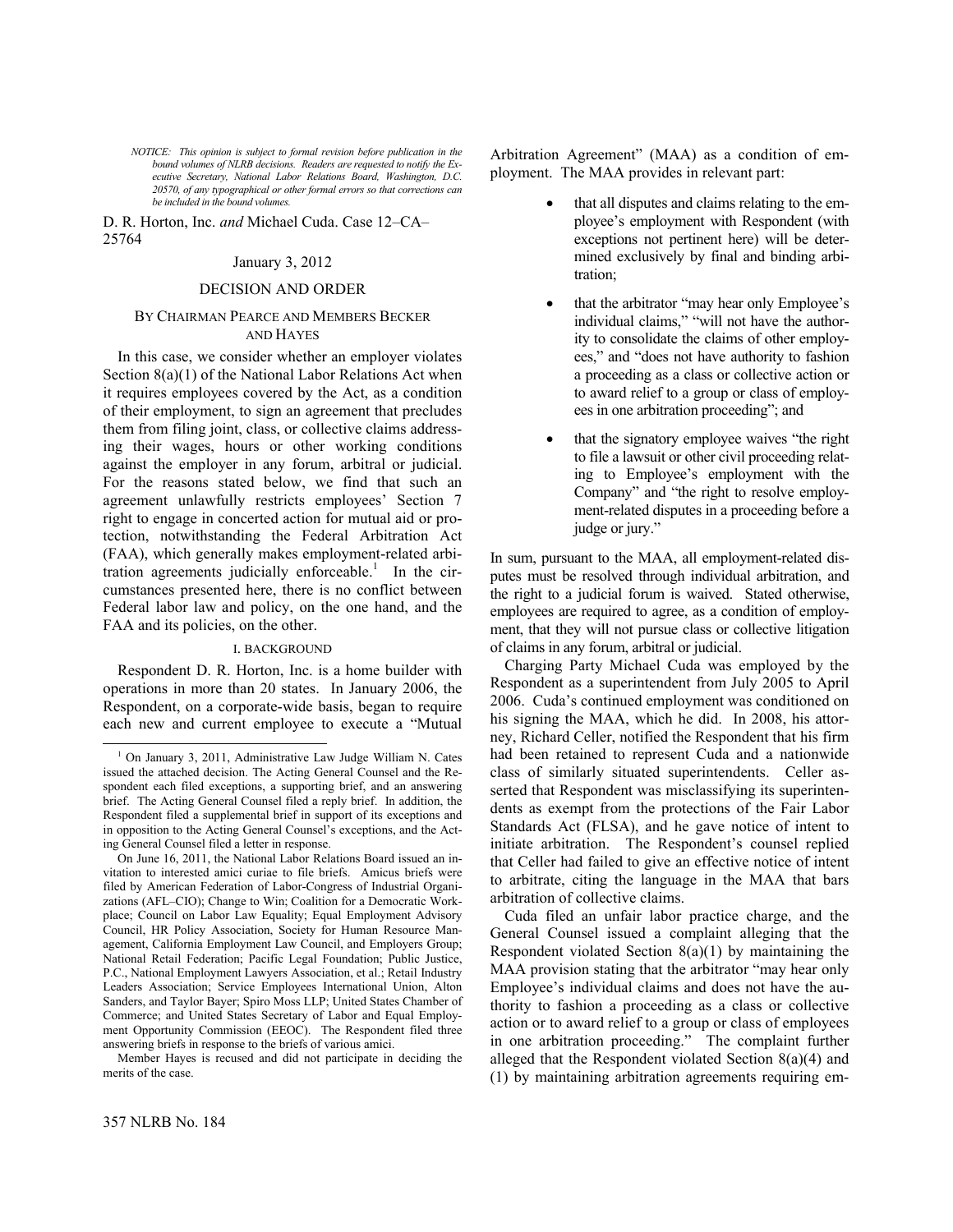*NOTICE: This opinion is subject to formal revision before publication in the bound volumes of NLRB decisions. Readers are requested to notify the Executive Secretary, National Labor Relations Board, Washington, D.C. 20570, of any typographical or other formal errors so that corrections can be included in the bound volumes.*

D. R. Horton, Inc. *and* Michael Cuda. Case 12–CA–25764

January 3, 2012

## DECISION AND ORDER

### BY CHAIRMAN PEARCE AND MEMBERS BECKER AND HAYES

In this case, we consider whether an employer violates Section 8(a)(1) of the National Labor Relations Act when it requires employees covered by the Act, as a condition of their employment, to sign an agreement that precludes them from filing joint, class, or collective claims addressing their wages, hours or other working conditions against the employer in any forum, arbitral or judicial. For the reasons stated below, we find that such an agreement unlawfully restricts employees' Section 7 right to engage in concerted action for mutual aid or protection, notwithstanding the Federal Arbitration Act (FAA), which generally makes employment-related arbitration agreements judicially enforceable.[1] In the circumstances presented here, there is no conflict between Federal labor law and policy, on the one hand, and the FAA and its policies, on the other.

### I. BACKGROUND

Respondent D. R. Horton, Inc. is a home builder with operations in more than 20 states. In January 2006, the Respondent, on a corporate-wide basis, began to require each new and current employee to execute a "Mutual Arbitration Agreement" (MAA) as a condition of employment. The MAA provides in relevant part:

- that all disputes and claims relating to the employee's employment with Respondent (with exceptions not pertinent here) will be determined exclusively by final and binding arbitration;
- that the arbitrator "may hear only Employee's individual claims," "will not have the authority to consolidate the claims of other employees," and "does not have authority to fashion a proceeding as a class or collective action or to award relief to a group or class of employees in one arbitration proceeding"; and
- that the signatory employee waives "the right to file a lawsuit or other civil proceeding relating to Employee's employment with the Company" and "the right to resolve employment-related disputes in a proceeding before a judge or jury."

In sum, pursuant to the MAA, all employment-related disputes must be resolved through individual arbitration, and the right to a judicial forum is waived. Stated otherwise, employees are required to agree, as a condition of employment, that they will not pursue class or collective litigation of claims in any forum, arbitral or judicial.

Charging Party Michael Cuda was employed by the Respondent as a superintendent from July 2005 to April 2006. Cuda's continued employment was conditioned on his signing the MAA, which he did. In 2008, his attorney, Richard Celler, notified the Respondent that his firm had been retained to represent Cuda and a nationwide class of similarly situated superintendents. Celler asserted that Respondent was misclassifying its superintendents as exempt from the protections of the Fair Labor Standards Act (FLSA), and he gave notice of intent to initiate arbitration. The Respondent's counsel replied that Celler had failed to give an effective notice of intent to arbitrate, citing the language in the MAA that bars arbitration of collective claims.

Cuda filed an unfair labor practice charge, and the General Counsel issued a complaint alleging that the Respondent violated Section 8(a)(1) by maintaining the MAA provision stating that the arbitrator "may hear only Employee's individual claims and does not have the authority to fashion a proceeding as a class or collective action or to award relief to a group or class of employees in one arbitration proceeding." The complaint further alleged that the Respondent violated Section 8(a)(4) and (1) by maintaining arbitration agreements requiring em-

---

[1] On January 3, 2011, Administrative Law Judge William N. Cates issued the attached decision. The Acting General Counsel and the Respondent each filed exceptions, a supporting brief, and an answering brief. The Acting General Counsel filed a reply brief. In addition, the Respondent filed a supplemental brief in support of its exceptions and in opposition to the Acting General Counsel's exceptions, and the Acting General Counsel filed a letter in response.

On June 16, 2011, the National Labor Relations Board issued an invitation to interested amici curiae to file briefs. Amicus briefs were filed by American Federation of Labor-Congress of Industrial Organizations (AFL–CIO); Change to Win; Coalition for a Democratic Workplace; Council on Labor Law Equality; Equal Employment Advisory Council, HR Policy Association, Society for Human Resource Management, California Employment Law Council, and Employers Group; National Retail Federation; Pacific Legal Foundation; Public Justice, P.C., National Employment Lawyers Association, et al.; Retail Industry Leaders Association; Service Employees International Union, Alton Sanders, and Taylor Bayer; Spiro Moss LLP; United States Chamber of Commerce; and United States Secretary of Labor and Equal Employment Opportunity Commission (EEOC). The Respondent filed three answering briefs in response to the briefs of various amici.

Member Hayes is recused and did not participate in deciding the merits of the case.

357 NLRB No. 184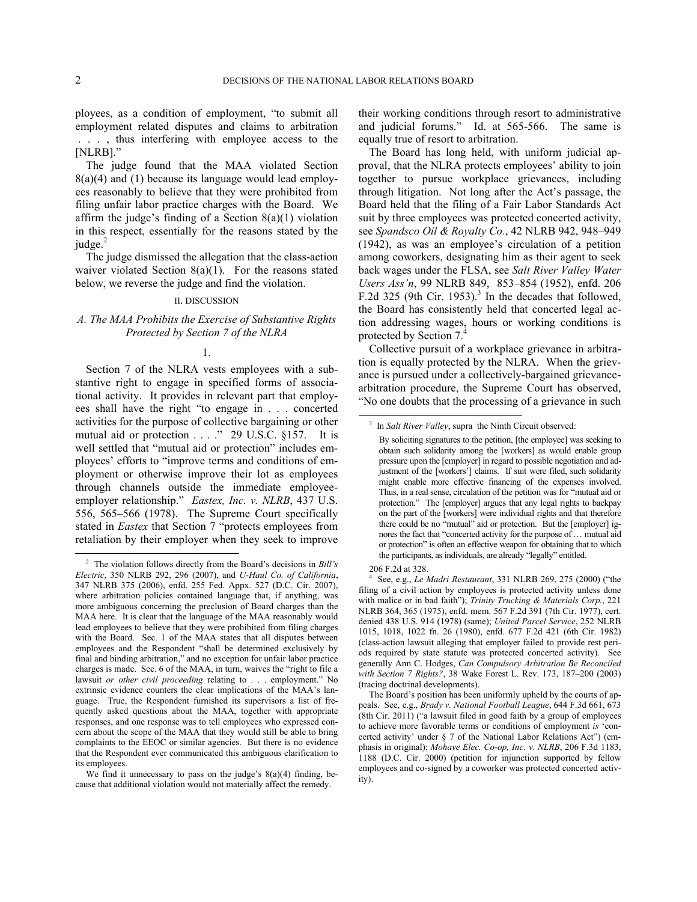ployees, as a condition of employment, "to submit all employment related disputes and claims to arbitration . . . , thus interfering with employee access to the [NLRB]."

The judge found that the MAA violated Section 8(a)(4) and (1) because its language would lead employees reasonably to believe that they were prohibited from filing unfair labor practice charges with the Board. We affirm the judge's finding of a Section 8(a)(1) violation in this respect, essentially for the reasons stated by the judge.[2]

The judge dismissed the allegation that the class-action waiver violated Section 8(a)(1). For the reasons stated below, we reverse the judge and find the violation.

## II. DISCUSSION

### A. The MAA Prohibits the Exercise of Substantive Rights Protected by Section 7 of the NLRA

1.

Section 7 of the NLRA vests employees with a substantive right to engage in specified forms of associational activity. It provides in relevant part that employees shall have the right "to engage in . . . concerted activities for the purpose of collective bargaining or other mutual aid or protection . . . ." 29 U.S.C. §157. It is well settled that "mutual aid or protection" includes employees' efforts to "improve terms and conditions of employment or otherwise improve their lot as employees through channels outside the immediate employee-employer relationship." *Eastex, Inc. v. NLRB*, 437 U.S. 556, 565–566 (1978). The Supreme Court specifically stated in *Eastex* that Section 7 "protects employees from retaliation by their employer when they seek to improve their working conditions through resort to administrative and judicial forums." Id. at 565-566. The same is equally true of resort to arbitration.

The Board has long held, with uniform judicial approval, that the NLRA protects employees' ability to join together to pursue workplace grievances, including through litigation. Not long after the Act's passage, the Board held that the filing of a Fair Labor Standards Act suit by three employees was protected concerted activity, see *Spandsco Oil & Royalty Co.*, 42 NLRB 942, 948–949 (1942), as was an employee's circulation of a petition among coworkers, designating him as their agent to seek back wages under the FLSA, see *Salt River Valley Water Users Ass'n*, 99 NLRB 849, 853–854 (1952), enfd. 206 F.2d 325 (9th Cir. 1953).[3] In the decades that followed, the Board has consistently held that concerted legal action addressing wages, hours or working conditions is protected by Section 7.[4]

Collective pursuit of a workplace grievance in arbitration is equally protected by the NLRA. When the grievance is pursued under a collectively-bargained grievance-arbitration procedure, the Supreme Court has observed, "No one doubts that the processing of a grievance in such

---

[2] The violation follows directly from the Board's decisions in *Bill's Electric*, 350 NLRB 292, 296 (2007), and *U-Haul Co. of California*, 347 NLRB 375 (2006), enfd. 255 Fed. Appx. 527 (D.C. Cir. 2007), where arbitration policies contained language that, if anything, was more ambiguous concerning the preclusion of Board charges than the MAA here. It is clear that the language of the MAA reasonably would lead employees to believe that they were prohibited from filing charges with the Board. Sec. 1 of the MAA states that all disputes between employees and the Respondent "shall be determined exclusively by final and binding arbitration," and no exception for unfair labor practice charges is made. Sec. 6 of the MAA, in turn, waives the "right to file a lawsuit *or other civil proceeding* relating to . . . employment." No extrinsic evidence counters the clear implications of the MAA's language. True, the Respondent furnished its supervisors a list of frequently asked questions about the MAA, together with appropriate responses, and one response was to tell employees who expressed concern about the scope of the MAA that they would still be able to bring complaints to the EEOC or similar agencies. But there is no evidence that the Respondent ever communicated this ambiguous clarification to its employees.

We find it unnecessary to pass on the judge's 8(a)(4) finding, because that additional violation would not materially affect the remedy.

[3] In *Salt River Valley*, supra the Ninth Circuit observed:

> By soliciting signatures to the petition, [the employee] was seeking to obtain such solidarity among the [workers] as would enable group pressure upon the [employer] in regard to possible negotiation and adjustment of the [workers'] claims. If suit were filed, such solidarity might enable more effective financing of the expenses involved. Thus, in a real sense, circulation of the petition was for "mutual aid or protection." The [employer] argues that any legal rights to backpay on the part of the [workers] were individual rights and that therefore there could be no "mutual" aid or protection. But the [employer] ignores the fact that "concerted activity for the purpose of … mutual aid or protection" is often an effective weapon for obtaining that to which the participants, as individuals, are already "legally" entitled.

206 F.2d at 328.

[4] See, e.g., *Le Madri Restaurant*, 331 NLRB 269, 275 (2000) ("the filing of a civil action by employees is protected activity unless done with malice or in bad faith"); *Trinity Trucking & Materials Corp.*, 221 NLRB 364, 365 (1975), enfd. mem. 567 F.2d 391 (7th Cir. 1977), cert. denied 438 U.S. 914 (1978) (same); *United Parcel Service*, 252 NLRB 1015, 1018, 1022 fn. 26 (1980), enfd. 677 F.2d 421 (6th Cir. 1982) (class-action lawsuit alleging that employer failed to provide rest periods required by state statute was protected concerted activity). See generally Ann C. Hodges, *Can Compulsory Arbitration Be Reconciled with Section 7 Rights?*, 38 Wake Forest L. Rev. 173, 187–200 (2003) (tracing doctrinal developments).

The Board's position has been uniformly upheld by the courts of appeals. See, e.g., *Brady v. National Football League*, 644 F.3d 661, 673 (8th Cir. 2011) ("a lawsuit filed in good faith by a group of employees to achieve more favorable terms or conditions of employment *is* 'concerted activity' under § 7 of the National Labor Relations Act") (emphasis in original); *Mohave Elec. Co-op, Inc. v. NLRB*, 206 F.3d 1183, 1188 (D.C. Cir. 2000) (petition for injunction supported by fellow employees and co-signed by a coworker was protected concerted activity).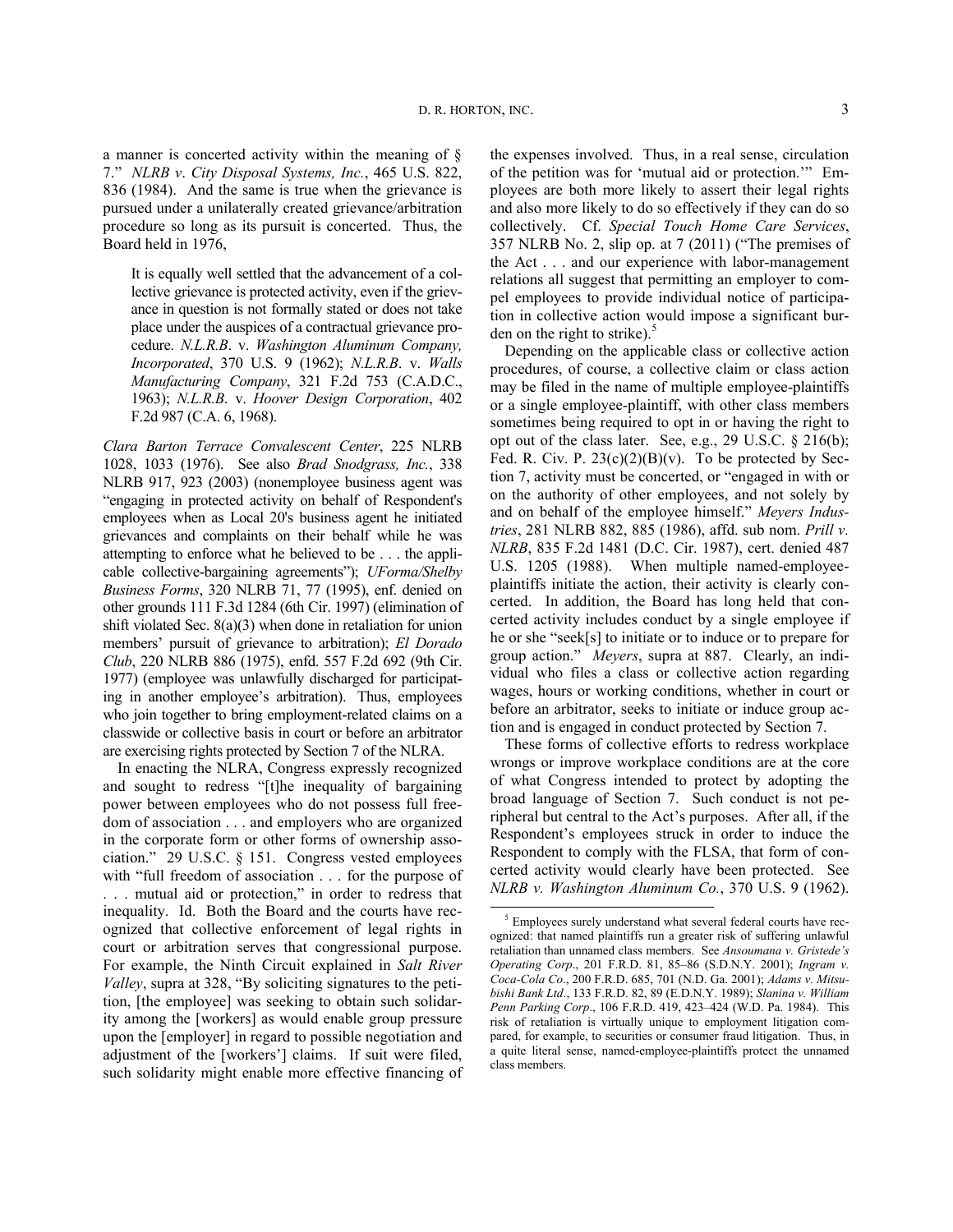a manner is concerted activity within the meaning of § 7." *NLRB v. City Disposal Systems, Inc.*, 465 U.S. 822, 836 (1984). And the same is true when the grievance is pursued under a unilaterally created grievance/arbitration procedure so long as its pursuit is concerted. Thus, the Board held in 1976,

> It is equally well settled that the advancement of a collective grievance is protected activity, even if the grievance in question is not formally stated or does not take place under the auspices of a contractual grievance procedure. *N.L.R.B. v. Washington Aluminum Company, Incorporated*, 370 U.S. 9 (1962); *N.L.R.B. v. Walls Manufacturing Company*, 321 F.2d 753 (C.A.D.C., 1963); *N.L.R.B. v. Hoover Design Corporation*, 402 F.2d 987 (C.A. 6, 1968).

*Clara Barton Terrace Convalescent Center*, 225 NLRB 1028, 1033 (1976). See also *Brad Snodgrass, Inc.*, 338 NLRB 917, 923 (2003) (nonemployee business agent was "engaging in protected activity on behalf of Respondent's employees when as Local 20's business agent he initiated grievances and complaints on their behalf while he was attempting to enforce what he believed to be . . . the applicable collective-bargaining agreements"); *UForma/Shelby Business Forms*, 320 NLRB 71, 77 (1995), enf. denied on other grounds 111 F.3d 1284 (6th Cir. 1997) (elimination of shift violated Sec. 8(a)(3) when done in retaliation for union members' pursuit of grievance to arbitration); *El Dorado Club*, 220 NLRB 886 (1975), enfd. 557 F.2d 692 (9th Cir. 1977) (employee was unlawfully discharged for participating in another employee's arbitration). Thus, employees who join together to bring employment-related claims on a classwide or collective basis in court or before an arbitrator are exercising rights protected by Section 7 of the NLRA.

In enacting the NLRA, Congress expressly recognized and sought to redress "[t]he inequality of bargaining power between employees who do not possess full freedom of association . . . and employers who are organized in the corporate form or other forms of ownership association." 29 U.S.C. § 151. Congress vested employees with "full freedom of association . . . for the purpose of . . . mutual aid or protection," in order to redress that inequality. Id. Both the Board and the courts have recognized that collective enforcement of legal rights in court or arbitration serves that congressional purpose. For example, the Ninth Circuit explained in *Salt River Valley*, supra at 328, "By soliciting signatures to the petition, [the employee] was seeking to obtain such solidarity among the [workers] as would enable group pressure upon the [employer] in regard to possible negotiation and adjustment of the [workers'] claims. If suit were filed, such solidarity might enable more effective financing of the expenses involved. Thus, in a real sense, circulation of the petition was for 'mutual aid or protection.'" Employees are both more likely to assert their legal rights and also more likely to do so effectively if they can do so collectively. Cf. *Special Touch Home Care Services*, 357 NLRB No. 2, slip op. at 7 (2011) ("The premises of the Act . . . and our experience with labor-management relations all suggest that permitting an employer to compel employees to provide individual notice of participation in collective action would impose a significant burden on the right to strike).[5]

Depending on the applicable class or collective action procedures, of course, a collective claim or class action may be filed in the name of multiple employee-plaintiffs or a single employee-plaintiff, with other class members sometimes being required to opt in or having the right to opt out of the class later. See, e.g., 29 U.S.C. § 216(b); Fed. R. Civ. P. 23(c)(2)(B)(v). To be protected by Section 7, activity must be concerted, or "engaged in with or on the authority of other employees, and not solely by and on behalf of the employee himself." *Meyers Industries*, 281 NLRB 882, 885 (1986), affd. sub nom. *Prill v. NLRB*, 835 F.2d 1481 (D.C. Cir. 1987), cert. denied 487 U.S. 1205 (1988). When multiple named-employee-plaintiffs initiate the action, their activity is clearly concerted. In addition, the Board has long held that concerted activity includes conduct by a single employee if he or she "seek[s] to initiate or to induce or to prepare for group action." *Meyers*, supra at 887. Clearly, an individual who files a class or collective action regarding wages, hours or working conditions, whether in court or before an arbitrator, seeks to initiate or induce group action and is engaged in conduct protected by Section 7.

These forms of collective efforts to redress workplace wrongs or improve workplace conditions are at the core of what Congress intended to protect by adopting the broad language of Section 7. Such conduct is not peripheral but central to the Act's purposes. After all, if the Respondent's employees struck in order to induce the Respondent to comply with the FLSA, that form of concerted activity would clearly have been protected. See *NLRB v. Washington Aluminum Co.*, 370 U.S. 9 (1962).

[5] Employees surely understand what several federal courts have recognized: that named plaintiffs run a greater risk of suffering unlawful retaliation than unnamed class members. See *Ansoumana v. Gristede's Operating Corp*., 201 F.R.D. 81, 85–86 (S.D.N.Y. 2001); *Ingram v. Coca-Cola Co*., 200 F.R.D. 685, 701 (N.D. Ga. 2001); *Adams v. Mitsubishi Bank Ltd*., 133 F.R.D. 82, 89 (E.D.N.Y. 1989); *Slanina v. William Penn Parking Corp*., 106 F.R.D. 419, 423–424 (W.D. Pa. 1984). This risk of retaliation is virtually unique to employment litigation compared, for example, to securities or consumer fraud litigation. Thus, in a quite literal sense, named-employee-plaintiffs protect the unnamed class members.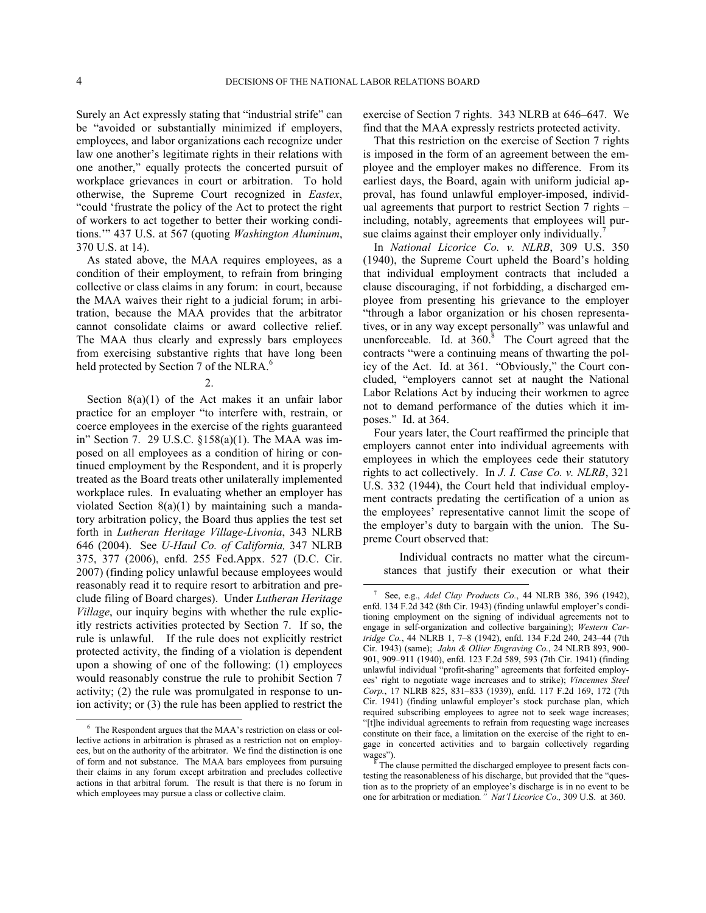Surely an Act expressly stating that "industrial strife" can be "avoided or substantially minimized if employers, employees, and labor organizations each recognize under law one another's legitimate rights in their relations with one another," equally protects the concerted pursuit of workplace grievances in court or arbitration. To hold otherwise, the Supreme Court recognized in *Eastex*, "could 'frustrate the policy of the Act to protect the right of workers to act together to better their working conditions.'" 437 U.S. at 567 (quoting *Washington Aluminum*, 370 U.S. at 14).

As stated above, the MAA requires employees, as a condition of their employment, to refrain from bringing collective or class claims in any forum: in court, because the MAA waives their right to a judicial forum; in arbitration, because the MAA provides that the arbitrator cannot consolidate claims or award collective relief. The MAA thus clearly and expressly bars employees from exercising substantive rights that have long been held protected by Section 7 of the NLRA.[6]

2.

Section 8(a)(1) of the Act makes it an unfair labor practice for an employer "to interfere with, restrain, or coerce employees in the exercise of the rights guaranteed in" Section 7. 29 U.S.C. §158(a)(1). The MAA was imposed on all employees as a condition of hiring or continued employment by the Respondent, and it is properly treated as the Board treats other unilaterally implemented workplace rules. In evaluating whether an employer has violated Section 8(a)(1) by maintaining such a mandatory arbitration policy, the Board thus applies the test set forth in *Lutheran Heritage Village-Livonia*, 343 NLRB 646 (2004). See *U-Haul Co. of California,* 347 NLRB 375, 377 (2006), enfd. 255 Fed.Appx. 527 (D.C. Cir. 2007) (finding policy unlawful because employees would reasonably read it to require resort to arbitration and preclude filing of Board charges). Under *Lutheran Heritage Village*, our inquiry begins with whether the rule explicitly restricts activities protected by Section 7. If so, the rule is unlawful. If the rule does not explicitly restrict protected activity, the finding of a violation is dependent upon a showing of one of the following: (1) employees would reasonably construe the rule to prohibit Section 7 activity; (2) the rule was promulgated in response to union activity; or (3) the rule has been applied to restrict the exercise of Section 7 rights. 343 NLRB at 646–647. We find that the MAA expressly restricts protected activity.

That this restriction on the exercise of Section 7 rights is imposed in the form of an agreement between the employee and the employer makes no difference. From its earliest days, the Board, again with uniform judicial approval, has found unlawful employer-imposed, individual agreements that purport to restrict Section 7 rights – including, notably, agreements that employees will pursue claims against their employer only individually.[7]

In *National Licorice Co. v. NLRB*, 309 U.S. 350 (1940), the Supreme Court upheld the Board's holding that individual employment contracts that included a clause discouraging, if not forbidding, a discharged employee from presenting his grievance to the employer "through a labor organization or his chosen representatives, or in any way except personally" was unlawful and unenforceable. Id. at 360.[8] The Court agreed that the contracts "were a continuing means of thwarting the policy of the Act. Id. at 361. "Obviously," the Court concluded, "employers cannot set at naught the National Labor Relations Act by inducing their workmen to agree not to demand performance of the duties which it imposes." Id. at 364.

Four years later, the Court reaffirmed the principle that employers cannot enter into individual agreements with employees in which the employees cede their statutory rights to act collectively. In *J. I. Case Co. v. NLRB*, 321 U.S. 332 (1944), the Court held that individual employment contracts predating the certification of a union as the employees' representative cannot limit the scope of the employer's duty to bargain with the union. The Supreme Court observed that:

> Individual contracts no matter what the circumstances that justify their execution or what their

---

[6] The Respondent argues that the MAA's restriction on class or collective actions in arbitration is phrased as a restriction not on employees, but on the authority of the arbitrator. We find the distinction is one of form and not substance. The MAA bars employees from pursuing their claims in any forum except arbitration and precludes collective actions in that arbitral forum. The result is that there is no forum in which employees may pursue a class or collective claim.

[7] See, e.g., *Adel Clay Products Co.*, 44 NLRB 386, 396 (1942), enfd. 134 F.2d 342 (8th Cir. 1943) (finding unlawful employer's conditioning employment on the signing of individual agreements not to engage in self-organization and collective bargaining); *Western Cartridge Co.*, 44 NLRB 1, 7–8 (1942), enfd. 134 F.2d 240, 243–44 (7th Cir. 1943) (same); *Jahn & Ollier Engraving Co.*, 24 NLRB 893, 900-901, 909–911 (1940), enfd. 123 F.2d 589, 593 (7th Cir. 1941) (finding unlawful individual "profit-sharing" agreements that forfeited employees' right to negotiate wage increases and to strike); *Vincennes Steel Corp.*, 17 NLRB 825, 831–833 (1939), enfd. 117 F.2d 169, 172 (7th Cir. 1941) (finding unlawful employer's stock purchase plan, which required subscribing employees to agree not to seek wage increases; "[t]he individual agreements to refrain from requesting wage increases constitute on their face, a limitation on the exercise of the right to engage in concerted activities and to bargain collectively regarding wages").

[8] The clause permitted the discharged employee to present facts contesting the reasonableness of his discharge, but provided that the "question as to the propriety of an employee's discharge is in no event to be one for arbitration or mediation*." Nat'l Licorice Co.,* 309 U.S. at 360.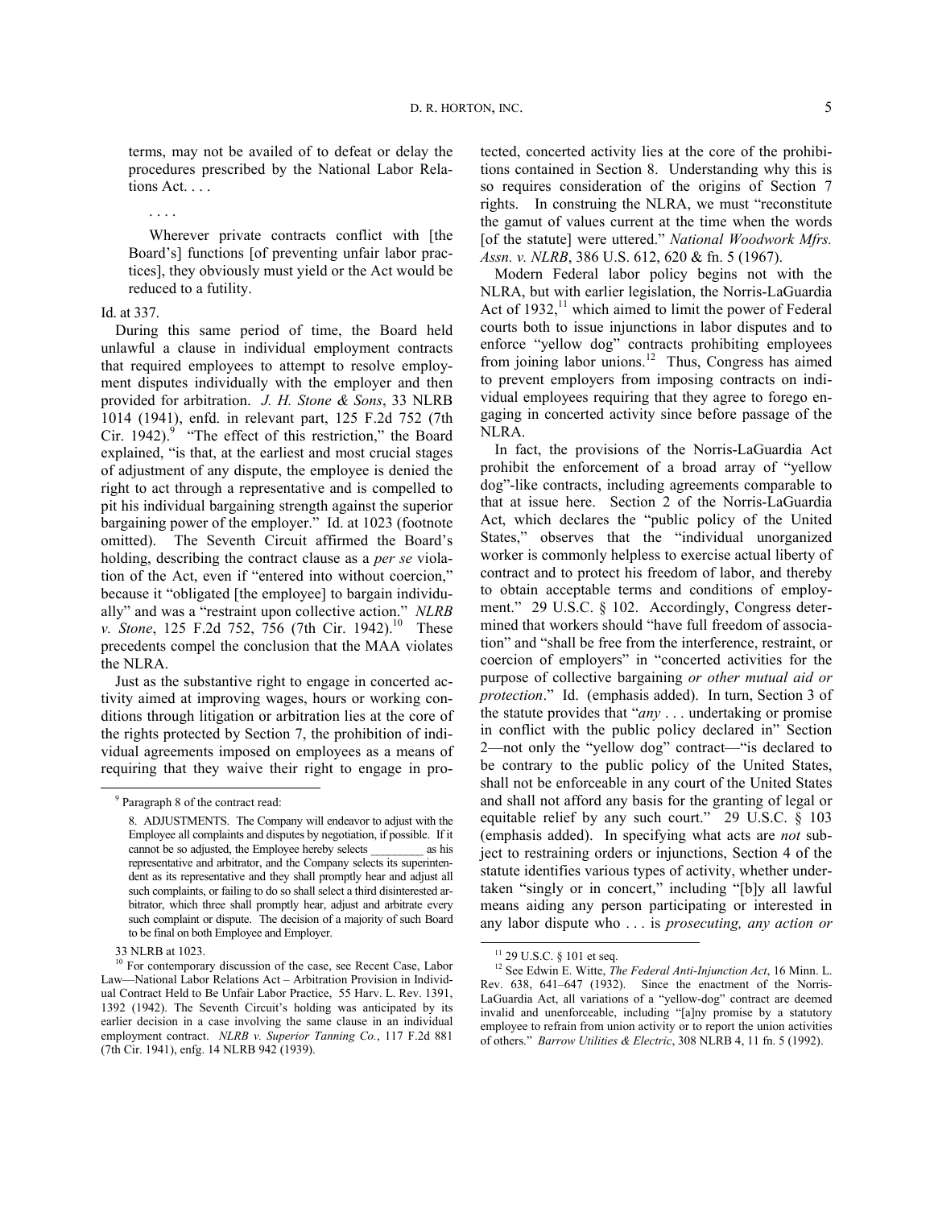terms, may not be availed of to defeat or delay the procedures prescribed by the National Labor Relations Act. . . .

> . . . .
>
> Wherever private contracts conflict with [the Board's] functions [of preventing unfair labor practices], they obviously must yield or the Act would be reduced to a futility.

Id. at 337.

During this same period of time, the Board held unlawful a clause in individual employment contracts that required employees to attempt to resolve employment disputes individually with the employer and then provided for arbitration. *J. H. Stone & Sons*, 33 NLRB 1014 (1941), enfd. in relevant part, 125 F.2d 752 (7th Cir. 1942).[9] "The effect of this restriction," the Board explained, "is that, at the earliest and most crucial stages of adjustment of any dispute, the employee is denied the right to act through a representative and is compelled to pit his individual bargaining strength against the superior bargaining power of the employer." Id. at 1023 (footnote omitted). The Seventh Circuit affirmed the Board's holding, describing the contract clause as a *per se* violation of the Act, even if "entered into without coercion," because it "obligated [the employee] to bargain individually" and was a "restraint upon collective action." *NLRB v. Stone*, 125 F.2d 752, 756 (7th Cir. 1942).[10] These precedents compel the conclusion that the MAA violates the NLRA.

Just as the substantive right to engage in concerted activity aimed at improving wages, hours or working conditions through litigation or arbitration lies at the core of the rights protected by Section 7, the prohibition of individual agreements imposed on employees as a means of requiring that they waive their right to engage in protected, concerted activity lies at the core of the prohibitions contained in Section 8. Understanding why this is so requires consideration of the origins of Section 7 rights. In construing the NLRA, we must "reconstitute the gamut of values current at the time when the words [of the statute] were uttered." *National Woodwork Mfrs. Assn. v. NLRB*, 386 U.S. 612, 620 & fn. 5 (1967).

Modern Federal labor policy begins not with the NLRA, but with earlier legislation, the Norris-LaGuardia Act of 1932,[11] which aimed to limit the power of Federal courts both to issue injunctions in labor disputes and to enforce "yellow dog" contracts prohibiting employees from joining labor unions.[12] Thus, Congress has aimed to prevent employers from imposing contracts on individual employees requiring that they agree to forego engaging in concerted activity since before passage of the NLRA.

In fact, the provisions of the Norris-LaGuardia Act prohibit the enforcement of a broad array of "yellow dog"-like contracts, including agreements comparable to that at issue here. Section 2 of the Norris-LaGuardia Act, which declares the "public policy of the United States," observes that the "individual unorganized worker is commonly helpless to exercise actual liberty of contract and to protect his freedom of labor, and thereby to obtain acceptable terms and conditions of employment." 29 U.S.C. § 102. Accordingly, Congress determined that workers should "have full freedom of association" and "shall be free from the interference, restraint, or coercion of employers" in "concerted activities for the purpose of collective bargaining *or other mutual aid or protection*." Id. (emphasis added). In turn, Section 3 of the statute provides that "*any* . . . undertaking or promise in conflict with the public policy declared in" Section 2—not only the "yellow dog" contract—"is declared to be contrary to the public policy of the United States, shall not be enforceable in any court of the United States and shall not afford any basis for the granting of legal or equitable relief by any such court." 29 U.S.C. § 103 (emphasis added). In specifying what acts are *not* subject to restraining orders or injunctions, Section 4 of the statute identifies various types of activity, whether undertaken "singly or in concert," including "[b]y all lawful means aiding any person participating or interested in any labor dispute who . . . is *prosecuting, any action or*

---

[9] Paragraph 8 of the contract read:

> 8. ADJUSTMENTS. The Company will endeavor to adjust with the Employee all complaints and disputes by negotiation, if possible. If it cannot be so adjusted, the Employee hereby selects _________ as his representative and arbitrator, and the Company selects its superintendent as its representative and they shall promptly hear and adjust all such complaints, or failing to do so shall select a third disinterested arbitrator, which three shall promptly hear, adjust and arbitrate every such complaint or dispute. The decision of a majority of such Board to be final on both Employee and Employer.

33 NLRB at 1023.

[10] For contemporary discussion of the case, see Recent Case, Labor Law—National Labor Relations Act – Arbitration Provision in Individual Contract Held to Be Unfair Labor Practice, 55 Harv. L. Rev. 1391, 1392 (1942). The Seventh Circuit's holding was anticipated by its earlier decision in a case involving the same clause in an individual employment contract. *NLRB v. Superior Tanning Co.*, 117 F.2d 881 (7th Cir. 1941), enfg. 14 NLRB 942 (1939).

[11] 29 U.S.C. § 101 et seq.

[12] See Edwin E. Witte, *The Federal Anti-Injunction Act*, 16 Minn. L. Rev. 638, 641–647 (1932). Since the enactment of the Norris-LaGuardia Act, all variations of a "yellow-dog" contract are deemed invalid and unenforceable, including "[a]ny promise by a statutory employee to refrain from union activity or to report the union activities of others." *Barrow Utilities & Electric*, 308 NLRB 4, 11 fn. 5 (1992).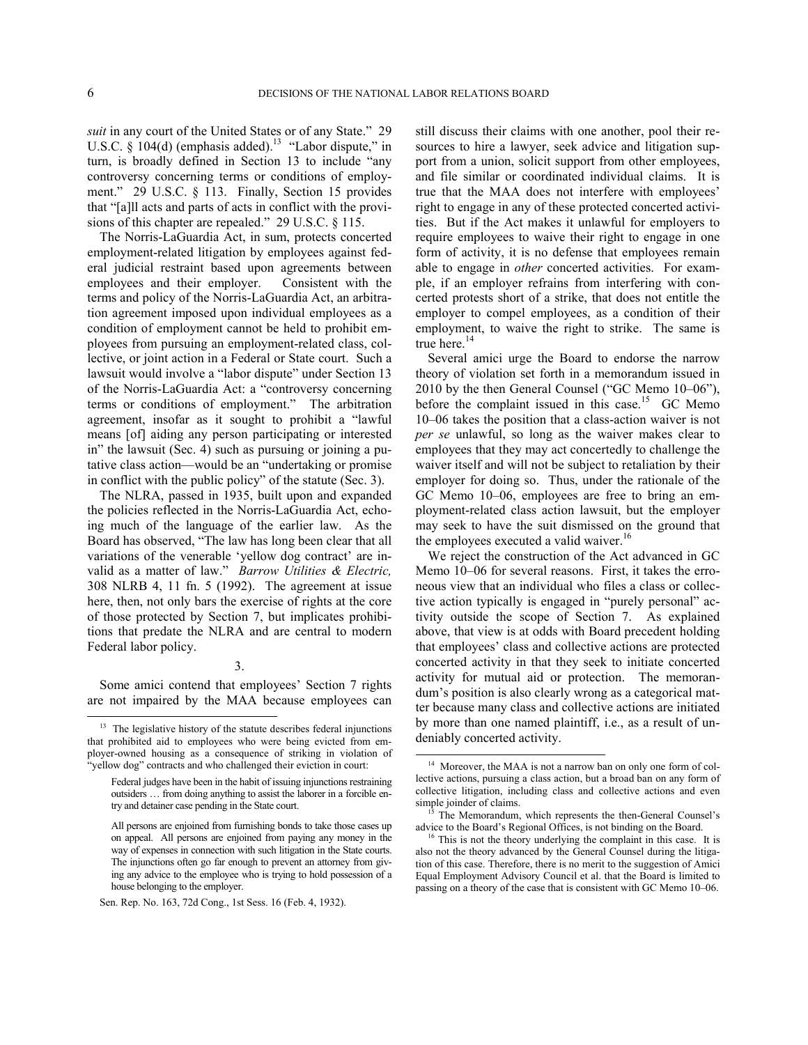*suit* in any court of the United States or of any State." 29 U.S.C. § 104(d) (emphasis added).[13] "Labor dispute," in turn, is broadly defined in Section 13 to include "any controversy concerning terms or conditions of employment." 29 U.S.C. § 113. Finally, Section 15 provides that "[a]ll acts and parts of acts in conflict with the provisions of this chapter are repealed." 29 U.S.C. § 115.

The Norris-LaGuardia Act, in sum, protects concerted employment-related litigation by employees against federal judicial restraint based upon agreements between employees and their employer. Consistent with the terms and policy of the Norris-LaGuardia Act, an arbitration agreement imposed upon individual employees as a condition of employment cannot be held to prohibit employees from pursuing an employment-related class, collective, or joint action in a Federal or State court. Such a lawsuit would involve a "labor dispute" under Section 13 of the Norris-LaGuardia Act: a "controversy concerning terms or conditions of employment." The arbitration agreement, insofar as it sought to prohibit a "lawful means [of] aiding any person participating or interested in" the lawsuit (Sec. 4) such as pursuing or joining a putative class action—would be an "undertaking or promise in conflict with the public policy" of the statute (Sec. 3).

The NLRA, passed in 1935, built upon and expanded the policies reflected in the Norris-LaGuardia Act, echoing much of the language of the earlier law. As the Board has observed, "The law has long been clear that all variations of the venerable 'yellow dog contract' are invalid as a matter of law." *Barrow Utilities & Electric,* 308 NLRB 4, 11 fn. 5 (1992). The agreement at issue here, then, not only bars the exercise of rights at the core of those protected by Section 7, but implicates prohibitions that predate the NLRA and are central to modern Federal labor policy.

3.

Some amici contend that employees' Section 7 rights are not impaired by the MAA because employees can still discuss their claims with one another, pool their resources to hire a lawyer, seek advice and litigation support from a union, solicit support from other employees, and file similar or coordinated individual claims. It is true that the MAA does not interfere with employees' right to engage in any of these protected concerted activities. But if the Act makes it unlawful for employers to require employees to waive their right to engage in one form of activity, it is no defense that employees remain able to engage in *other* concerted activities. For example, if an employer refrains from interfering with concerted protests short of a strike, that does not entitle the employer to compel employees, as a condition of their employment, to waive the right to strike. The same is true here.[14]

Several amici urge the Board to endorse the narrow theory of violation set forth in a memorandum issued in 2010 by the then General Counsel ("GC Memo 10–06"), before the complaint issued in this case.[15] GC Memo 10–06 takes the position that a class-action waiver is not *per se* unlawful, so long as the waiver makes clear to employees that they may act concertedly to challenge the waiver itself and will not be subject to retaliation by their employer for doing so. Thus, under the rationale of the GC Memo 10–06, employees are free to bring an employment-related class action lawsuit, but the employer may seek to have the suit dismissed on the ground that the employees executed a valid waiver.[16]

We reject the construction of the Act advanced in GC Memo 10–06 for several reasons. First, it takes the erroneous view that an individual who files a class or collective action typically is engaged in "purely personal" activity outside the scope of Section 7. As explained above, that view is at odds with Board precedent holding that employees' class and collective actions are protected concerted activity in that they seek to initiate concerted activity for mutual aid or protection. The memorandum's position is also clearly wrong as a categorical matter because many class and collective actions are initiated by more than one named plaintiff, i.e., as a result of undeniably concerted activity.

---

[13] The legislative history of the statute describes federal injunctions that prohibited aid to employees who were being evicted from employer-owned housing as a consequence of striking in violation of "yellow dog" contracts and who challenged their eviction in court:

> Federal judges have been in the habit of issuing injunctions restraining outsiders … from doing anything to assist the laborer in a forcible entry and detainer case pending in the State court.
>
> All persons are enjoined from furnishing bonds to take those cases up on appeal. All persons are enjoined from paying any money in the way of expenses in connection with such litigation in the State courts. The injunctions often go far enough to prevent an attorney from giving any advice to the employee who is trying to hold possession of a house belonging to the employer.

Sen. Rep. No. 163, 72d Cong., 1st Sess. 16 (Feb. 4, 1932).

[14] Moreover, the MAA is not a narrow ban on only one form of collective actions, pursuing a class action, but a broad ban on any form of collective litigation, including class and collective actions and even simple joinder of claims.

[15] The Memorandum, which represents the then-General Counsel's advice to the Board's Regional Offices, is not binding on the Board.

[16] This is not the theory underlying the complaint in this case. It is also not the theory advanced by the General Counsel during the litigation of this case. Therefore, there is no merit to the suggestion of Amici Equal Employment Advisory Council et al. that the Board is limited to passing on a theory of the case that is consistent with GC Memo 10–06.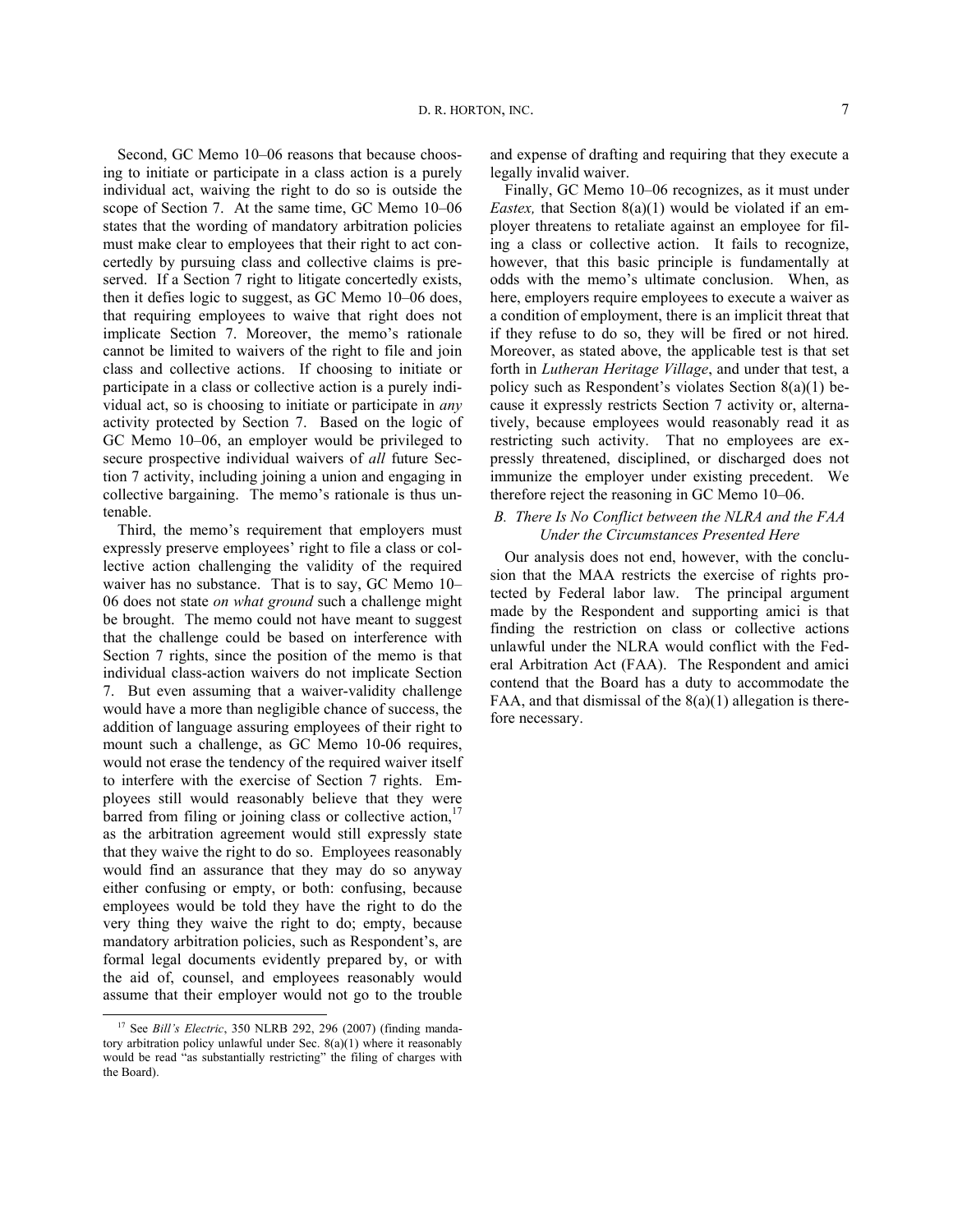Second, GC Memo 10–06 reasons that because choosing to initiate or participate in a class action is a purely individual act, waiving the right to do so is outside the scope of Section 7. At the same time, GC Memo 10–06 states that the wording of mandatory arbitration policies must make clear to employees that their right to act concertedly by pursuing class and collective claims is preserved. If a Section 7 right to litigate concertedly exists, then it defies logic to suggest, as GC Memo 10–06 does, that requiring employees to waive that right does not implicate Section 7. Moreover, the memo's rationale cannot be limited to waivers of the right to file and join class and collective actions. If choosing to initiate or participate in a class or collective action is a purely individual act, so is choosing to initiate or participate in *any* activity protected by Section 7. Based on the logic of GC Memo 10–06, an employer would be privileged to secure prospective individual waivers of *all* future Section 7 activity, including joining a union and engaging in collective bargaining. The memo's rationale is thus untenable.

Third, the memo's requirement that employers must expressly preserve employees' right to file a class or collective action challenging the validity of the required waiver has no substance. That is to say, GC Memo 10–06 does not state *on what ground* such a challenge might be brought. The memo could not have meant to suggest that the challenge could be based on interference with Section 7 rights, since the position of the memo is that individual class-action waivers do not implicate Section 7. But even assuming that a waiver-validity challenge would have a more than negligible chance of success, the addition of language assuring employees of their right to mount such a challenge, as GC Memo 10-06 requires, would not erase the tendency of the required waiver itself to interfere with the exercise of Section 7 rights. Employees still would reasonably believe that they were barred from filing or joining class or collective action,[17] as the arbitration agreement would still expressly state that they waive the right to do so. Employees reasonably would find an assurance that they may do so anyway either confusing or empty, or both: confusing, because employees would be told they have the right to do the very thing they waive the right to do; empty, because mandatory arbitration policies, such as Respondent's, are formal legal documents evidently prepared by, or with the aid of, counsel, and employees reasonably would assume that their employer would not go to the trouble and expense of drafting and requiring that they execute a legally invalid waiver.

Finally, GC Memo 10–06 recognizes, as it must under *Eastex,* that Section 8(a)(1) would be violated if an employer threatens to retaliate against an employee for filing a class or collective action. It fails to recognize, however, that this basic principle is fundamentally at odds with the memo's ultimate conclusion. When, as here, employers require employees to execute a waiver as a condition of employment, there is an implicit threat that if they refuse to do so, they will be fired or not hired. Moreover, as stated above, the applicable test is that set forth in *Lutheran Heritage Village*, and under that test, a policy such as Respondent's violates Section 8(a)(1) because it expressly restricts Section 7 activity or, alternatively, because employees would reasonably read it as restricting such activity. That no employees are expressly threatened, disciplined, or discharged does not immunize the employer under existing precedent. We therefore reject the reasoning in GC Memo 10–06.

### *B. There Is No Conflict between the NLRA and the FAA Under the Circumstances Presented Here*

Our analysis does not end, however, with the conclusion that the MAA restricts the exercise of rights protected by Federal labor law. The principal argument made by the Respondent and supporting amici is that finding the restriction on class or collective actions unlawful under the NLRA would conflict with the Federal Arbitration Act (FAA). The Respondent and amici contend that the Board has a duty to accommodate the FAA, and that dismissal of the 8(a)(1) allegation is therefore necessary.

---

[17] See *Bill's Electric*, 350 NLRB 292, 296 (2007) (finding mandatory arbitration policy unlawful under Sec. 8(a)(1) where it reasonably would be read "as substantially restricting" the filing of charges with the Board).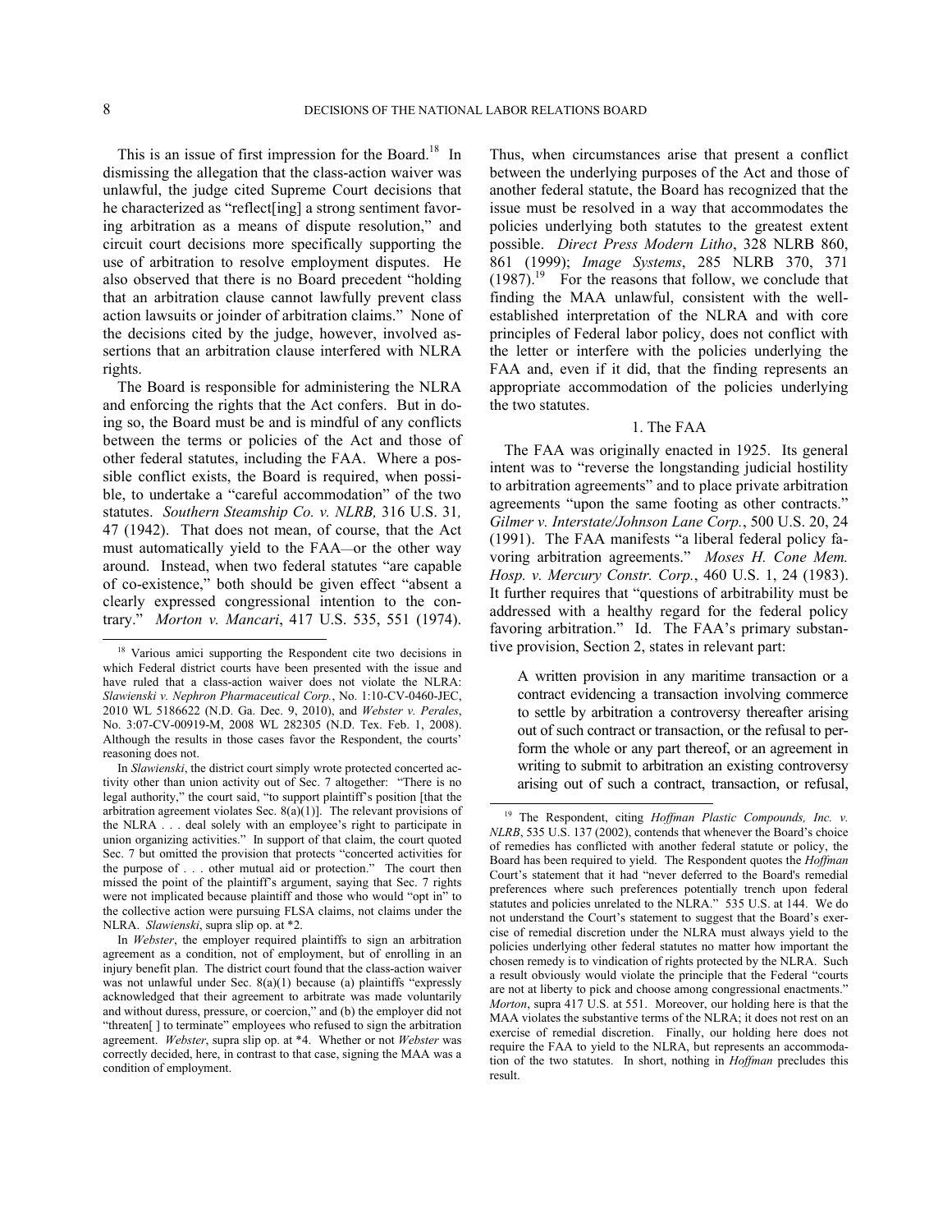This is an issue of first impression for the Board.[18] In dismissing the allegation that the class-action waiver was unlawful, the judge cited Supreme Court decisions that he characterized as "reflect[ing] a strong sentiment favoring arbitration as a means of dispute resolution," and circuit court decisions more specifically supporting the use of arbitration to resolve employment disputes. He also observed that there is no Board precedent "holding that an arbitration clause cannot lawfully prevent class action lawsuits or joinder of arbitration claims." None of the decisions cited by the judge, however, involved assertions that an arbitration clause interfered with NLRA rights.

The Board is responsible for administering the NLRA and enforcing the rights that the Act confers. But in doing so, the Board must be and is mindful of any conflicts between the terms or policies of the Act and those of other federal statutes, including the FAA. Where a possible conflict exists, the Board is required, when possible, to undertake a "careful accommodation" of the two statutes. *Southern Steamship Co. v. NLRB,* 316 U.S. 31*,* 47 (1942). That does not mean, of course, that the Act must automatically yield to the FAA—or the other way around. Instead, when two federal statutes "are capable of co-existence," both should be given effect "absent a clearly expressed congressional intention to the contrary." *Morton v. Mancari*, 417 U.S. 535, 551 (1974). Thus, when circumstances arise that present a conflict between the underlying purposes of the Act and those of another federal statute, the Board has recognized that the issue must be resolved in a way that accommodates the policies underlying both statutes to the greatest extent possible. *Direct Press Modern Litho*, 328 NLRB 860, 861 (1999); *Image Systems*, 285 NLRB 370, 371 (1987).[19] For the reasons that follow, we conclude that finding the MAA unlawful, consistent with the well-established interpretation of the NLRA and with core principles of Federal labor policy, does not conflict with the letter or interfere with the policies underlying the FAA and, even if it did, that the finding represents an appropriate accommodation of the policies underlying the two statutes.

### 1. The FAA

The FAA was originally enacted in 1925. Its general intent was to "reverse the longstanding judicial hostility to arbitration agreements" and to place private arbitration agreements "upon the same footing as other contracts." *Gilmer v. Interstate/Johnson Lane Corp.*, 500 U.S. 20, 24 (1991). The FAA manifests "a liberal federal policy favoring arbitration agreements." *Moses H. Cone Mem. Hosp. v. Mercury Constr. Corp.*, 460 U.S. 1, 24 (1983). It further requires that "questions of arbitrability must be addressed with a healthy regard for the federal policy favoring arbitration." Id. The FAA's primary substantive provision, Section 2, states in relevant part:

> A written provision in any maritime transaction or a contract evidencing a transaction involving commerce to settle by arbitration a controversy thereafter arising out of such contract or transaction, or the refusal to perform the whole or any part thereof, or an agreement in writing to submit to arbitration an existing controversy arising out of such a contract, transaction, or refusal,

---

[18] Various amici supporting the Respondent cite two decisions in which Federal district courts have been presented with the issue and have ruled that a class-action waiver does not violate the NLRA: *Slawienski v. Nephron Pharmaceutical Corp.*, No. 1:10-CV-0460-JEC, 2010 WL 5186622 (N.D. Ga. Dec. 9, 2010), and *Webster v. Perales*, No. 3:07-CV-00919-M, 2008 WL 282305 (N.D. Tex. Feb. 1, 2008). Although the results in those cases favor the Respondent, the courts' reasoning does not.

In *Slawienski*, the district court simply wrote protected concerted activity other than union activity out of Sec. 7 altogether: "There is no legal authority," the court said, "to support plaintiff's position [that the arbitration agreement violates Sec. 8(a)(1)]. The relevant provisions of the NLRA . . . deal solely with an employee's right to participate in union organizing activities." In support of that claim, the court quoted Sec. 7 but omitted the provision that protects "concerted activities for the purpose of . . . other mutual aid or protection." The court then missed the point of the plaintiff's argument, saying that Sec. 7 rights were not implicated because plaintiff and those who would "opt in" to the collective action were pursuing FLSA claims, not claims under the NLRA. *Slawienski*, supra slip op. at *2.

In *Webster*, the employer required plaintiffs to sign an arbitration agreement as a condition, not of employment, but of enrolling in an injury benefit plan. The district court found that the class-action waiver was not unlawful under Sec. 8(a)(1) because (a) plaintiffs "expressly acknowledged that their agreement to arbitrate was made voluntarily and without duress, pressure, or coercion," and (b) the employer did not "threaten[ ] to terminate" employees who refused to sign the arbitration agreement. *Webster*, supra slip op. at *4. Whether or not *Webster* was correctly decided, here, in contrast to that case, signing the MAA was a condition of employment.

[19] The Respondent, citing *Hoffman Plastic Compounds, Inc. v. NLRB*, 535 U.S. 137 (2002), contends that whenever the Board's choice of remedies has conflicted with another federal statute or policy, the Board has been required to yield. The Respondent quotes the *Hoffman* Court's statement that it had "never deferred to the Board's remedial preferences where such preferences potentially trench upon federal statutes and policies unrelated to the NLRA." 535 U.S. at 144. We do not understand the Court's statement to suggest that the Board's exercise of remedial discretion under the NLRA must always yield to the policies underlying other federal statutes no matter how important the chosen remedy is to vindication of rights protected by the NLRA. Such a result obviously would violate the principle that the Federal "courts are not at liberty to pick and choose among congressional enactments." *Morton*, supra 417 U.S. at 551. Moreover, our holding here is that the MAA violates the substantive terms of the NLRA; it does not rest on an exercise of remedial discretion. Finally, our holding here does not require the FAA to yield to the NLRA, but represents an accommodation of the two statutes. In short, nothing in *Hoffman* precludes this result.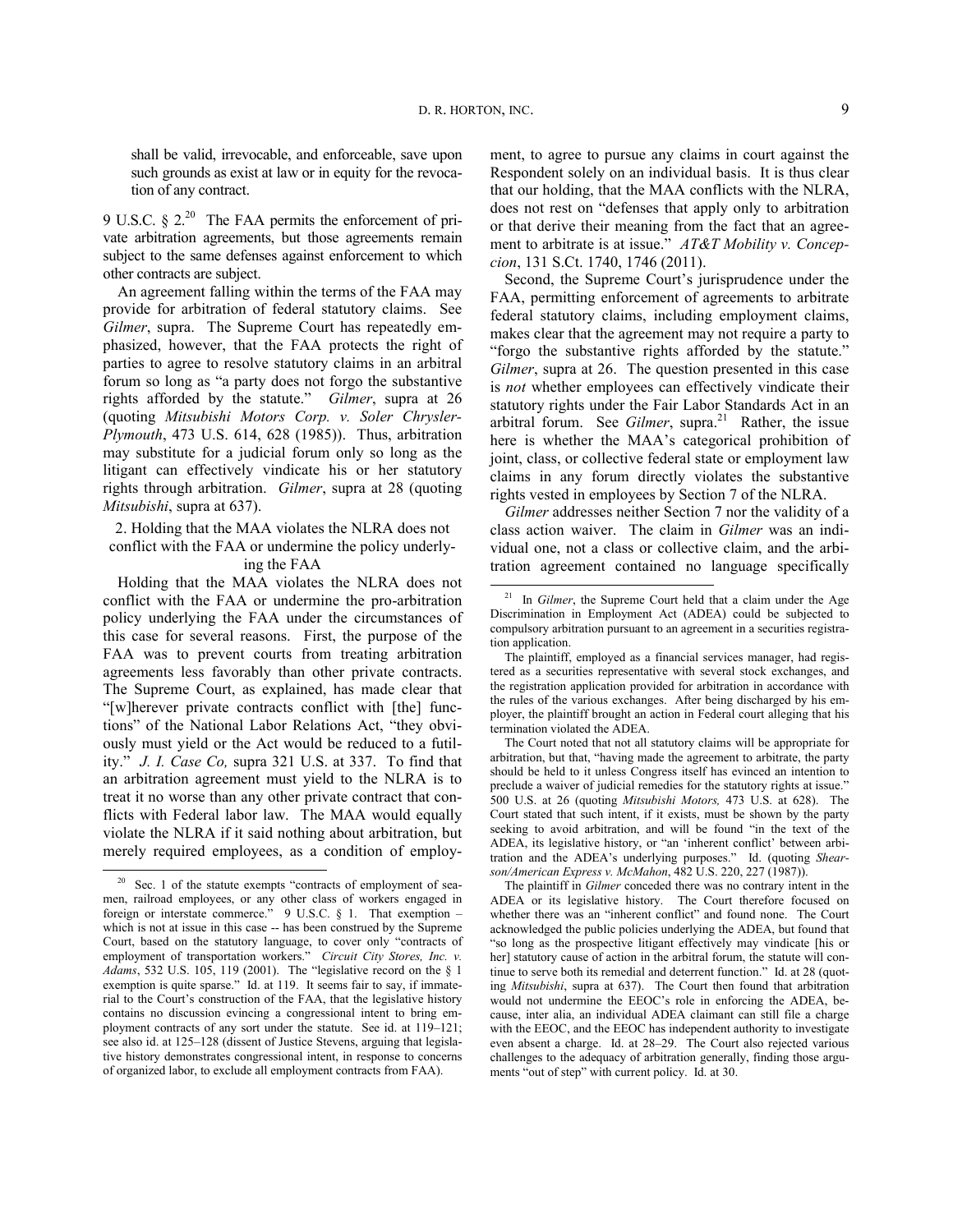shall be valid, irrevocable, and enforceable, save upon such grounds as exist at law or in equity for the revocation of any contract.

9 U.S.C. § 2.[20] The FAA permits the enforcement of private arbitration agreements, but those agreements remain subject to the same defenses against enforcement to which other contracts are subject.

An agreement falling within the terms of the FAA may provide for arbitration of federal statutory claims. See *Gilmer*, supra. The Supreme Court has repeatedly emphasized, however, that the FAA protects the right of parties to agree to resolve statutory claims in an arbitral forum so long as "a party does not forgo the substantive rights afforded by the statute." *Gilmer*, supra at 26 (quoting *Mitsubishi Motors Corp. v. Soler Chrysler-Plymouth*, 473 U.S. 614, 628 (1985)). Thus, arbitration may substitute for a judicial forum only so long as the litigant can effectively vindicate his or her statutory rights through arbitration. *Gilmer*, supra at 28 (quoting *Mitsubishi*, supra at 637).

2. Holding that the MAA violates the NLRA does not conflict with the FAA or undermine the policy underlying the FAA

Holding that the MAA violates the NLRA does not conflict with the FAA or undermine the pro-arbitration policy underlying the FAA under the circumstances of this case for several reasons. First, the purpose of the FAA was to prevent courts from treating arbitration agreements less favorably than other private contracts. The Supreme Court, as explained, has made clear that "[w]herever private contracts conflict with [the] functions" of the National Labor Relations Act, "they obviously must yield or the Act would be reduced to a futility." *J. I. Case Co,* supra 321 U.S. at 337. To find that an arbitration agreement must yield to the NLRA is to treat it no worse than any other private contract that conflicts with Federal labor law. The MAA would equally violate the NLRA if it said nothing about arbitration, but merely required employees, as a condition of employment, to agree to pursue any claims in court against the Respondent solely on an individual basis. It is thus clear that our holding, that the MAA conflicts with the NLRA, does not rest on "defenses that apply only to arbitration or that derive their meaning from the fact that an agreement to arbitrate is at issue." *AT&T Mobility v. Concepcion*, 131 S.Ct. 1740, 1746 (2011).

Second, the Supreme Court's jurisprudence under the FAA, permitting enforcement of agreements to arbitrate federal statutory claims, including employment claims, makes clear that the agreement may not require a party to "forgo the substantive rights afforded by the statute." *Gilmer*, supra at 26. The question presented in this case is *not* whether employees can effectively vindicate their statutory rights under the Fair Labor Standards Act in an arbitral forum. See *Gilmer*, supra.[21] Rather, the issue here is whether the MAA's categorical prohibition of joint, class, or collective federal state or employment law claims in any forum directly violates the substantive rights vested in employees by Section 7 of the NLRA.

*Gilmer* addresses neither Section 7 nor the validity of a class action waiver. The claim in *Gilmer* was an individual one, not a class or collective claim, and the arbitration agreement contained no language specifically

---

[20] Sec. 1 of the statute exempts "contracts of employment of seamen, railroad employees, or any other class of workers engaged in foreign or interstate commerce." 9 U.S.C. § 1. That exemption – which is not at issue in this case -- has been construed by the Supreme Court, based on the statutory language, to cover only "contracts of employment of transportation workers." *Circuit City Stores, Inc. v. Adams*, 532 U.S. 105, 119 (2001). The "legislative record on the § 1 exemption is quite sparse." Id. at 119. It seems fair to say, if immaterial to the Court's construction of the FAA, that the legislative history contains no discussion evincing a congressional intent to bring employment contracts of any sort under the statute. See id. at 119–121; see also id. at 125–128 (dissent of Justice Stevens, arguing that legislative history demonstrates congressional intent, in response to concerns of organized labor, to exclude all employment contracts from FAA).

[21] In *Gilmer*, the Supreme Court held that a claim under the Age Discrimination in Employment Act (ADEA) could be subjected to compulsory arbitration pursuant to an agreement in a securities registration application.

The plaintiff, employed as a financial services manager, had registered as a securities representative with several stock exchanges, and the registration application provided for arbitration in accordance with the rules of the various exchanges. After being discharged by his employer, the plaintiff brought an action in Federal court alleging that his termination violated the ADEA.

The Court noted that not all statutory claims will be appropriate for arbitration, but that, "having made the agreement to arbitrate, the party should be held to it unless Congress itself has evinced an intention to preclude a waiver of judicial remedies for the statutory rights at issue." 500 U.S. at 26 (quoting *Mitsubishi Motors,* 473 U.S. at 628). The Court stated that such intent, if it exists, must be shown by the party seeking to avoid arbitration, and will be found "in the text of the ADEA, its legislative history, or "an 'inherent conflict' between arbitration and the ADEA's underlying purposes." Id. (quoting *Shearson/American Express v. McMahon*, 482 U.S. 220, 227 (1987)).

The plaintiff in *Gilmer* conceded there was no contrary intent in the ADEA or its legislative history. The Court therefore focused on whether there was an "inherent conflict" and found none. The Court acknowledged the public policies underlying the ADEA, but found that "so long as the prospective litigant effectively may vindicate [his or her] statutory cause of action in the arbitral forum, the statute will continue to serve both its remedial and deterrent function." Id. at 28 (quoting *Mitsubishi*, supra at 637). The Court then found that arbitration would not undermine the EEOC's role in enforcing the ADEA, because, inter alia, an individual ADEA claimant can still file a charge with the EEOC, and the EEOC has independent authority to investigate even absent a charge. Id. at 28–29. The Court also rejected various challenges to the adequacy of arbitration generally, finding those arguments "out of step" with current policy. Id. at 30.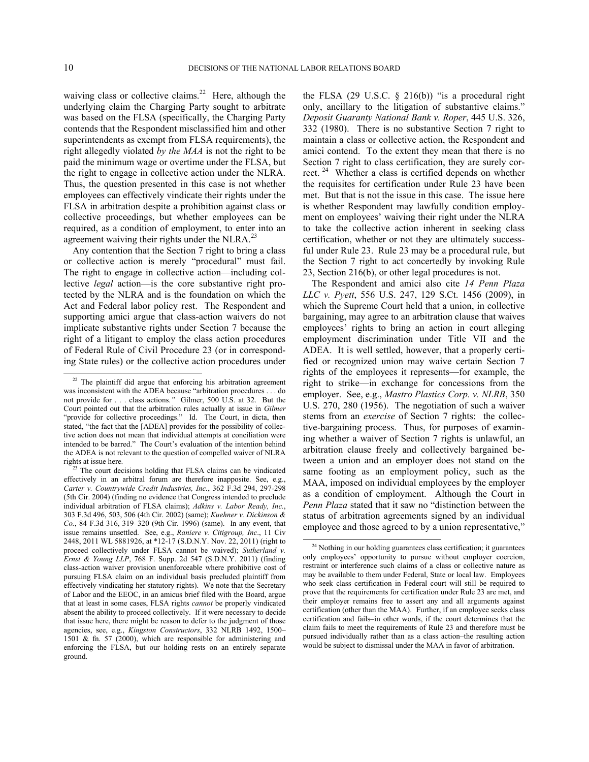waiving class or collective claims.[22] Here, although the underlying claim the Charging Party sought to arbitrate was based on the FLSA (specifically, the Charging Party contends that the Respondent misclassified him and other superintendents as exempt from FLSA requirements), the right allegedly violated *by the MAA* is not the right to be paid the minimum wage or overtime under the FLSA, but the right to engage in collective action under the NLRA. Thus, the question presented in this case is not whether employees can effectively vindicate their rights under the FLSA in arbitration despite a prohibition against class or collective proceedings, but whether employees can be required, as a condition of employment, to enter into an agreement waiving their rights under the NLRA.[23]

Any contention that the Section 7 right to bring a class or collective action is merely "procedural" must fail. The right to engage in collective action—including collective *legal* action—is the core substantive right protected by the NLRA and is the foundation on which the Act and Federal labor policy rest. The Respondent and supporting amici argue that class-action waivers do not implicate substantive rights under Section 7 because the right of a litigant to employ the class action procedures of Federal Rule of Civil Procedure 23 (or in corresponding State rules) or the collective action procedures under the FLSA (29 U.S.C. § 216(b)) "is a procedural right only, ancillary to the litigation of substantive claims." *Deposit Guaranty National Bank v. Roper*, 445 U.S. 326, 332 (1980). There is no substantive Section 7 right to maintain a class or collective action, the Respondent and amici contend. To the extent they mean that there is no Section 7 right to class certification, they are surely correct.[24] Whether a class is certified depends on whether the requisites for certification under Rule 23 have been met. But that is not the issue in this case. The issue here is whether Respondent may lawfully condition employment on employees' waiving their right under the NLRA to take the collective action inherent in seeking class certification, whether or not they are ultimately successful under Rule 23. Rule 23 may be a procedural rule, but the Section 7 right to act concertedly by invoking Rule 23, Section 216(b), or other legal procedures is not.

The Respondent and amici also cite *14 Penn Plaza LLC v. Pyett*, 556 U.S. 247, 129 S.Ct. 1456 (2009), in which the Supreme Court held that a union, in collective bargaining, may agree to an arbitration clause that waives employees' rights to bring an action in court alleging employment discrimination under Title VII and the ADEA. It is well settled, however, that a properly certified or recognized union may waive certain Section 7 rights of the employees it represents—for example, the right to strike—in exchange for concessions from the employer. See, e.g., *Mastro Plastics Corp. v. NLRB*, 350 U.S. 270, 280 (1956). The negotiation of such a waiver stems from an *exercise* of Section 7 rights: the collective-bargaining process. Thus, for purposes of examining whether a waiver of Section 7 rights is unlawful, an arbitration clause freely and collectively bargained between a union and an employer does not stand on the same footing as an employment policy, such as the MAA, imposed on individual employees by the employer as a condition of employment. Although the Court in *Penn Plaza* stated that it saw no "distinction between the status of arbitration agreements signed by an individual employee and those agreed to by a union representative,"

---

[22] The plaintiff did argue that enforcing his arbitration agreement was inconsistent with the ADEA because "arbitration procedures . . . do not provide for . . . class actions*."* Gilmer, 500 U.S. at 32. But the Court pointed out that the arbitration rules actually at issue in *Gilmer* "provide for collective proceedings." Id. The Court, in dicta, then stated, "the fact that the [ADEA] provides for the possibility of collective action does not mean that individual attempts at conciliation were intended to be barred." The Court's evaluation of the intention behind the ADEA is not relevant to the question of compelled waiver of NLRA rights at issue here.

[23] The court decisions holding that FLSA claims can be vindicated effectively in an arbitral forum are therefore inapposite. See, e.g., *Carter v. Countrywide Credit Industries, Inc.*, 362 F.3d 294, 297-298 (5th Cir. 2004) (finding no evidence that Congress intended to preclude individual arbitration of FLSA claims); *Adkins v. Labor Ready, Inc.*, 303 F.3d 496, 503, 506 (4th Cir. 2002) (same); *Kuehner v. Dickinson & Co.*, 84 F.3d 316, 319–320 (9th Cir. 1996) (same). In any event, that issue remains unsettled. See, e.g., *Raniere v. Citigroup, Inc*., 11 Civ 2448, 2011 WL 5881926, at *12-17 (S.D.N.Y. Nov. 22, 2011) (right to proceed collectively under FLSA cannot be waived); *Sutherland v. Ernst & Young LLP*, 768 F. Supp. 2d 547 (S.D.N.Y. 2011) (finding class-action waiver provision unenforceable where prohibitive cost of pursuing FLSA claim on an individual basis precluded plaintiff from effectively vindicating her statutory rights). We note that the Secretary of Labor and the EEOC, in an amicus brief filed with the Board, argue that at least in some cases, FLSA rights *cannot* be properly vindicated absent the ability to proceed collectively. If it were necessary to decide that issue here, there might be reason to defer to the judgment of those agencies, see, e.g., *Kingston Constructors*, 332 NLRB 1492, 1500–1501 & fn. 57 (2000), which are responsible for administering and enforcing the FLSA, but our holding rests on an entirely separate ground.

[24] Nothing in our holding guarantees class certification; it guarantees only employees' opportunity to pursue without employer coercion, restraint or interference such claims of a class or collective nature as may be available to them under Federal, State or local law. Employees who seek class certification in Federal court will still be required to prove that the requirements for certification under Rule 23 are met, and their employer remains free to assert any and all arguments against certification (other than the MAA). Further, if an employee seeks class certification and fails–in other words, if the court determines that the claim fails to meet the requirements of Rule 23 and therefore must be pursued individually rather than as a class action–the resulting action would be subject to dismissal under the MAA in favor of arbitration.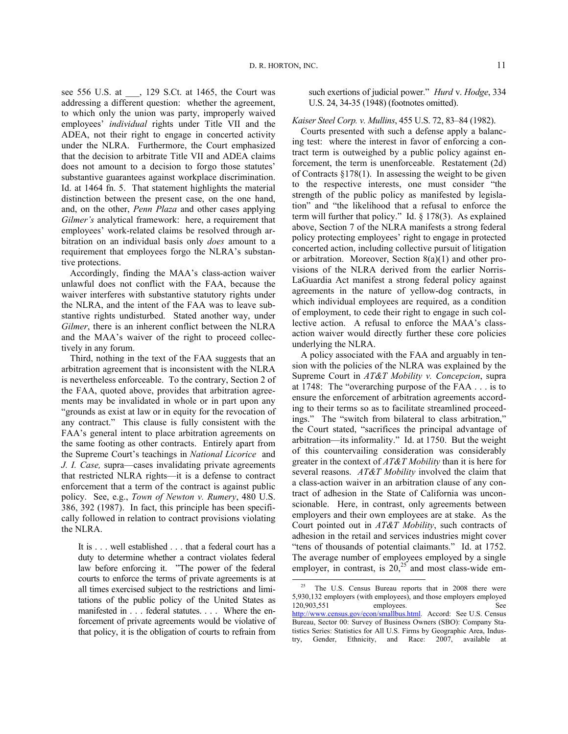see 556 U.S. at ___, 129 S.Ct. at 1465, the Court was addressing a different question: whether the agreement, to which only the union was party, improperly waived employees' *individual* rights under Title VII and the ADEA, not their right to engage in concerted activity under the NLRA. Furthermore, the Court emphasized that the decision to arbitrate Title VII and ADEA claims does not amount to a decision to forgo those statutes' substantive guarantees against workplace discrimination. Id. at 1464 fn. 5. That statement highlights the material distinction between the present case, on the one hand, and, on the other, *Penn Plaza* and other cases applying *Gilmer's* analytical framework: here, a requirement that employees' work-related claims be resolved through arbitration on an individual basis only *does* amount to a requirement that employees forgo the NLRA's substantive protections.

Accordingly, finding the MAA's class-action waiver unlawful does not conflict with the FAA, because the waiver interferes with substantive statutory rights under the NLRA, and the intent of the FAA was to leave substantive rights undisturbed. Stated another way, under *Gilmer*, there is an inherent conflict between the NLRA and the MAA's waiver of the right to proceed collectively in any forum.

Third, nothing in the text of the FAA suggests that an arbitration agreement that is inconsistent with the NLRA is nevertheless enforceable. To the contrary, Section 2 of the FAA, quoted above, provides that arbitration agreements may be invalidated in whole or in part upon any "grounds as exist at law or in equity for the revocation of any contract." This clause is fully consistent with the FAA's general intent to place arbitration agreements on the same footing as other contracts. Entirely apart from the Supreme Court's teachings in *National Licorice* and *J. I. Case,* supra—cases invalidating private agreements that restricted NLRA rights—it is a defense to contract enforcement that a term of the contract is against public policy. See, e.g., *Town of Newton v. Rumery*, 480 U.S. 386, 392 (1987). In fact, this principle has been specifically followed in relation to contract provisions violating the NLRA.

> It is . . . well established . . . that a federal court has a duty to determine whether a contract violates federal law before enforcing it. "The power of the federal courts to enforce the terms of private agreements is at all times exercised subject to the restrictions and limitations of the public policy of the United States as manifested in . . . federal statutes. . . . Where the enforcement of private agreements would be violative of that policy, it is the obligation of courts to refrain from such exertions of judicial power." *Hurd* v. *Hodge*, 334 U.S. 24, 34-35 (1948) (footnotes omitted).

*Kaiser Steel Corp. v. Mullins*, 455 U.S. 72, 83–84 (1982).

Courts presented with such a defense apply a balancing test: where the interest in favor of enforcing a contract term is outweighed by a public policy against enforcement, the term is unenforceable. Restatement (2d) of Contracts §178(1). In assessing the weight to be given to the respective interests, one must consider "the strength of the public policy as manifested by legislation" and "the likelihood that a refusal to enforce the term will further that policy." Id. § 178(3). As explained above, Section 7 of the NLRA manifests a strong federal policy protecting employees' right to engage in protected concerted action, including collective pursuit of litigation or arbitration. Moreover, Section 8(a)(1) and other provisions of the NLRA derived from the earlier Norris-LaGuardia Act manifest a strong federal policy against agreements in the nature of yellow-dog contracts, in which individual employees are required, as a condition of employment, to cede their right to engage in such collective action. A refusal to enforce the MAA's class-action waiver would directly further these core policies underlying the NLRA.

A policy associated with the FAA and arguably in tension with the policies of the NLRA was explained by the Supreme Court in *AT&T Mobility v. Concepcion*, supra at 1748: The "overarching purpose of the FAA . . . is to ensure the enforcement of arbitration agreements according to their terms so as to facilitate streamlined proceedings." The "switch from bilateral to class arbitration," the Court stated, "sacrifices the principal advantage of arbitration—its informality." Id. at 1750. But the weight of this countervailing consideration was considerably greater in the context of *AT&T Mobility* than it is here for several reasons. *AT&T Mobility* involved the claim that a class-action waiver in an arbitration clause of any contract of adhesion in the State of California was unconscionable. Here, in contrast, only agreements between employers and their own employees are at stake. As the Court pointed out in *AT&T Mobility*, such contracts of adhesion in the retail and services industries might cover "tens of thousands of potential claimants." Id. at 1752. The average number of employees employed by a single employer, in contrast, is 20,[25] and most class-wide em-

[25] The U.S. Census Bureau reports that in 2008 there were 5,930,132 employers (with employees), and those employers employed 120,903,551 employees. See http://www.census.gov/econ/smallbus.html. Accord: See U.S. Census Bureau, Sector 00: Survey of Business Owners (SBO): Company Statistics Series: Statistics for All U.S. Firms by Geographic Area, Industry, Gender, Ethnicity, and Race: 2007, available at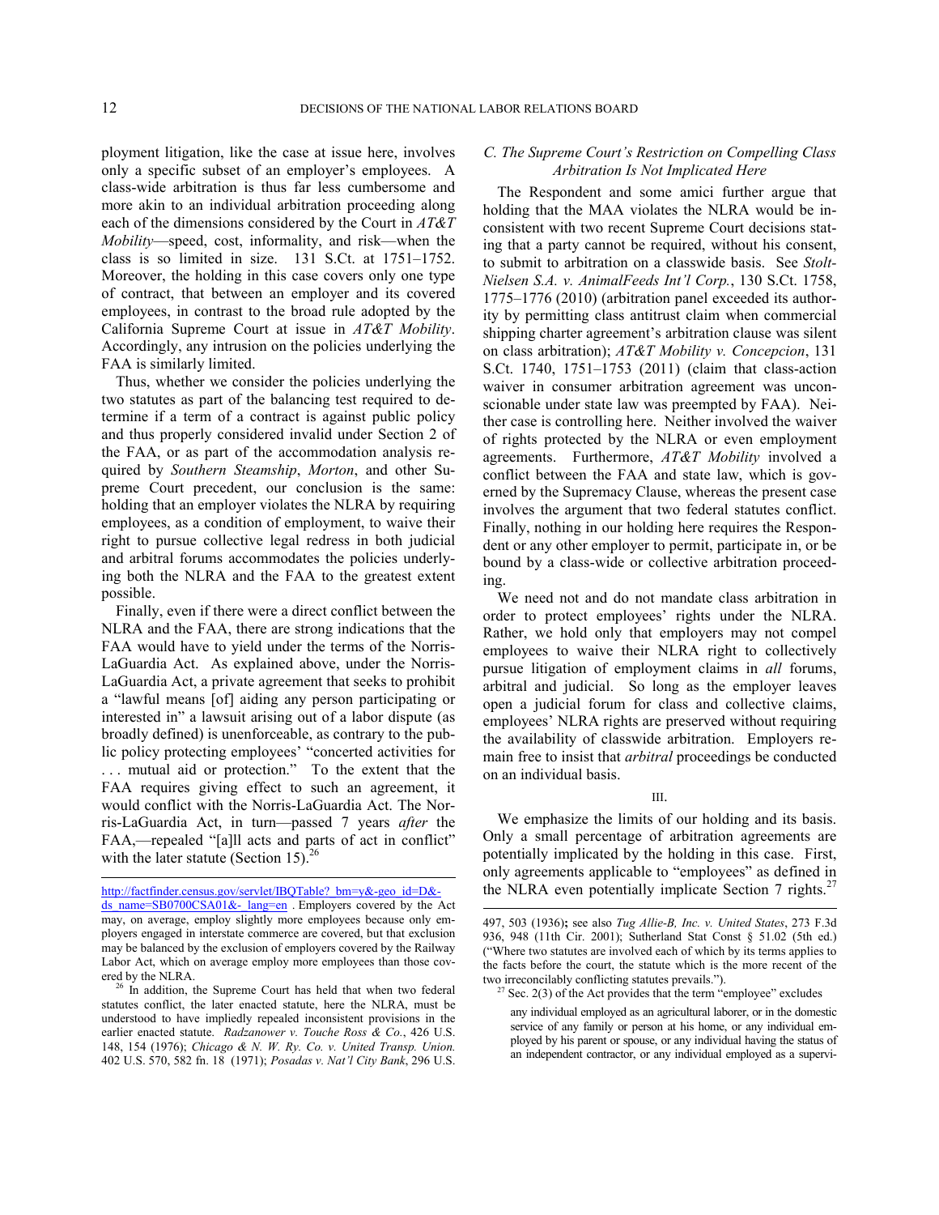ployment litigation, like the case at issue here, involves only a specific subset of an employer's employees. A class-wide arbitration is thus far less cumbersome and more akin to an individual arbitration proceeding along each of the dimensions considered by the Court in *AT&T Mobility*—speed, cost, informality, and risk—when the class is so limited in size. 131 S.Ct. at 1751–1752. Moreover, the holding in this case covers only one type of contract, that between an employer and its covered employees, in contrast to the broad rule adopted by the California Supreme Court at issue in *AT&T Mobility*. Accordingly, any intrusion on the policies underlying the FAA is similarly limited.

Thus, whether we consider the policies underlying the two statutes as part of the balancing test required to determine if a term of a contract is against public policy and thus properly considered invalid under Section 2 of the FAA, or as part of the accommodation analysis required by *Southern Steamship*, *Morton*, and other Supreme Court precedent, our conclusion is the same: holding that an employer violates the NLRA by requiring employees, as a condition of employment, to waive their right to pursue collective legal redress in both judicial and arbitral forums accommodates the policies underlying both the NLRA and the FAA to the greatest extent possible.

Finally, even if there were a direct conflict between the NLRA and the FAA, there are strong indications that the FAA would have to yield under the terms of the Norris-LaGuardia Act. As explained above, under the Norris-LaGuardia Act, a private agreement that seeks to prohibit a "lawful means [of] aiding any person participating or interested in" a lawsuit arising out of a labor dispute (as broadly defined) is unenforceable, as contrary to the public policy protecting employees' "concerted activities for . . . mutual aid or protection." To the extent that the FAA requires giving effect to such an agreement, it would conflict with the Norris-LaGuardia Act. The Norris-LaGuardia Act, in turn—passed 7 years *after* the FAA,—repealed "[a]ll acts and parts of act in conflict" with the later statute (Section 15).[26]

### *C. The Supreme Court's Restriction on Compelling Class Arbitration Is Not Implicated Here*

The Respondent and some amici further argue that holding that the MAA violates the NLRA would be inconsistent with two recent Supreme Court decisions stating that a party cannot be required, without his consent, to submit to arbitration on a classwide basis. See *Stolt-Nielsen S.A. v. AnimalFeeds Int'l Corp.*, 130 S.Ct. 1758, 1775–1776 (2010) (arbitration panel exceeded its authority by permitting class antitrust claim when commercial shipping charter agreement's arbitration clause was silent on class arbitration); *AT&T Mobility v. Concepcion*, 131 S.Ct. 1740, 1751–1753 (2011) (claim that class-action waiver in consumer arbitration agreement was unconscionable under state law was preempted by FAA). Neither case is controlling here. Neither involved the waiver of rights protected by the NLRA or even employment agreements. Furthermore, *AT&T Mobility* involved a conflict between the FAA and state law, which is governed by the Supremacy Clause, whereas the present case involves the argument that two federal statutes conflict. Finally, nothing in our holding here requires the Respondent or any other employer to permit, participate in, or be bound by a class-wide or collective arbitration proceeding.

We need not and do not mandate class arbitration in order to protect employees' rights under the NLRA. Rather, we hold only that employers may not compel employees to waive their NLRA right to collectively pursue litigation of employment claims in *all* forums, arbitral and judicial. So long as the employer leaves open a judicial forum for class and collective claims, employees' NLRA rights are preserved without requiring the availability of classwide arbitration. Employers remain free to insist that *arbitral* proceedings be conducted on an individual basis.

## III.

We emphasize the limits of our holding and its basis. Only a small percentage of arbitration agreements are potentially implicated by the holding in this case. First, only agreements applicable to "employees" as defined in the NLRA even potentially implicate Section 7 rights.[27]

---

http://factfinder.census.gov/servlet/IBQTable?_bm=y&-geo_id=D&-ds_name=SB0700CSA01&-_lang=en . Employers covered by the Act may, on average, employ slightly more employees because only employers engaged in interstate commerce are covered, but that exclusion may be balanced by the exclusion of employers covered by the Railway Labor Act, which on average employ more employees than those covered by the NLRA.

[26] In addition, the Supreme Court has held that when two federal statutes conflict, the later enacted statute, here the NLRA, must be understood to have impliedly repealed inconsistent provisions in the earlier enacted statute. *Radzanower v. Touche Ross & Co.*, 426 U.S. 148, 154 (1976); *Chicago & N. W. Ry. Co. v. United Transp. Union.* 402 U.S. 570, 582 fn. 18 (1971); *Posadas v. Nat'l City Bank*, 296 U.S. 497, 503 (1936); see also *Tug Allie-B, Inc. v. United States*, 273 F.3d 936, 948 (11th Cir. 2001); Sutherland Stat Const § 51.02 (5th ed.) ("Where two statutes are involved each of which by its terms applies to the facts before the court, the statute which is the more recent of the two irreconcilably conflicting statutes prevails.").

[27] Sec. 2(3) of the Act provides that the term "employee" excludes

> any individual employed as an agricultural laborer, or in the domestic service of any family or person at his home, or any individual employed by his parent or spouse, or any individual having the status of an independent contractor, or any individual employed as a supervi-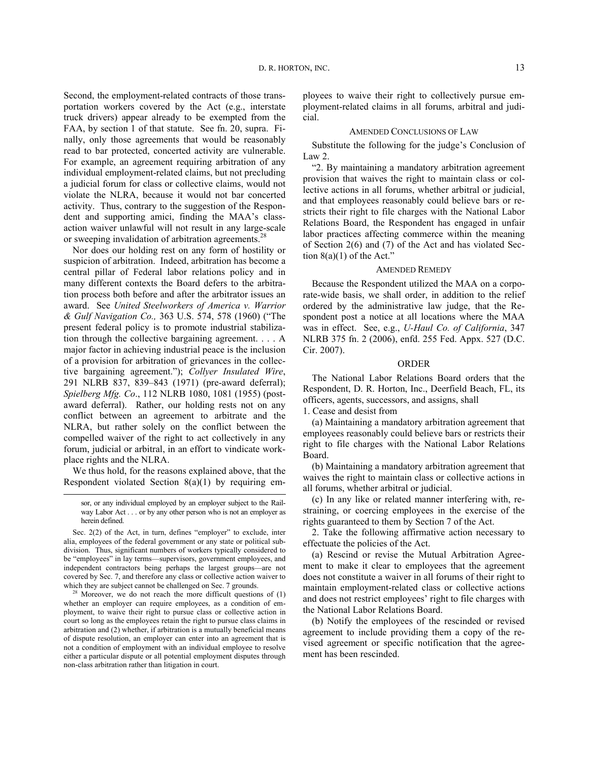Second, the employment-related contracts of those transportation workers covered by the Act (e.g., interstate truck drivers) appear already to be exempted from the FAA, by section 1 of that statute. See fn. 20, supra. Finally, only those agreements that would be reasonably read to bar protected, concerted activity are vulnerable. For example, an agreement requiring arbitration of any individual employment-related claims, but not precluding a judicial forum for class or collective claims, would not violate the NLRA, because it would not bar concerted activity. Thus, contrary to the suggestion of the Respondent and supporting amici, finding the MAA's class-action waiver unlawful will not result in any large-scale or sweeping invalidation of arbitration agreements.[28]

Nor does our holding rest on any form of hostility or suspicion of arbitration. Indeed, arbitration has become a central pillar of Federal labor relations policy and in many different contexts the Board defers to the arbitration process both before and after the arbitrator issues an award. See *United Steelworkers of America v. Warrior & Gulf Navigation Co.,* 363 U.S. 574, 578 (1960) ("The present federal policy is to promote industrial stabilization through the collective bargaining agreement. . . . A major factor in achieving industrial peace is the inclusion of a provision for arbitration of grievances in the collective bargaining agreement."); *Collyer Insulated Wire*, 291 NLRB 837, 839–843 (1971) (pre-award deferral); *Spielberg Mfg. Co*., 112 NLRB 1080, 1081 (1955) (post-award deferral). Rather, our holding rests not on any conflict between an agreement to arbitrate and the NLRA, but rather solely on the conflict between the compelled waiver of the right to act collectively in any forum, judicial or arbitral, in an effort to vindicate workplace rights and the NLRA.

We thus hold, for the reasons explained above, that the Respondent violated Section 8(a)(1) by requiring employees to waive their right to collectively pursue employment-related claims in all forums, arbitral and judicial.

## AMENDED CONCLUSIONS OF LAW

Substitute the following for the judge's Conclusion of Law 2.

"2. By maintaining a mandatory arbitration agreement provision that waives the right to maintain class or collective actions in all forums, whether arbitral or judicial, and that employees reasonably could believe bars or restricts their right to file charges with the National Labor Relations Board, the Respondent has engaged in unfair labor practices affecting commerce within the meaning of Section 2(6) and (7) of the Act and has violated Section 8(a)(1) of the Act."

## AMENDED REMEDY

Because the Respondent utilized the MAA on a corporate-wide basis, we shall order, in addition to the relief ordered by the administrative law judge, that the Respondent post a notice at all locations where the MAA was in effect. See, e.g., *U-Haul Co. of California*, 347 NLRB 375 fn. 2 (2006), enfd. 255 Fed. Appx. 527 (D.C. Cir. 2007).

## ORDER

The National Labor Relations Board orders that the Respondent, D. R. Horton, Inc., Deerfield Beach, FL, its officers, agents, successors, and assigns, shall

1. Cease and desist from

(a) Maintaining a mandatory arbitration agreement that employees reasonably could believe bars or restricts their right to file charges with the National Labor Relations Board.

(b) Maintaining a mandatory arbitration agreement that waives the right to maintain class or collective actions in all forums, whether arbitral or judicial.

(c) In any like or related manner interfering with, restraining, or coercing employees in the exercise of the rights guaranteed to them by Section 7 of the Act.

2. Take the following affirmative action necessary to effectuate the policies of the Act.

(a) Rescind or revise the Mutual Arbitration Agreement to make it clear to employees that the agreement does not constitute a waiver in all forums of their right to maintain employment-related class or collective actions and does not restrict employees' right to file charges with the National Labor Relations Board.

(b) Notify the employees of the rescinded or revised agreement to include providing them a copy of the revised agreement or specific notification that the agreement has been rescinded.

---

sor, or any individual employed by an employer subject to the Railway Labor Act . . . or by any other person who is not an employer as herein defined.

Sec. 2(2) of the Act, in turn, defines "employer" to exclude, inter alia, employees of the federal government or any state or political subdivision. Thus, significant numbers of workers typically considered to be "employees" in lay terms—supervisors, government employees, and independent contractors being perhaps the largest groups—are not covered by Sec. 7, and therefore any class or collective action waiver to which they are subject cannot be challenged on Sec. 7 grounds.

[28] Moreover, we do not reach the more difficult questions of (1) whether an employer can require employees, as a condition of employment, to waive their right to pursue class or collective action in court so long as the employees retain the right to pursue class claims in arbitration and (2) whether, if arbitration is a mutually beneficial means of dispute resolution, an employer can enter into an agreement that is not a condition of employment with an individual employee to resolve either a particular dispute or all potential employment disputes through non-class arbitration rather than litigation in court.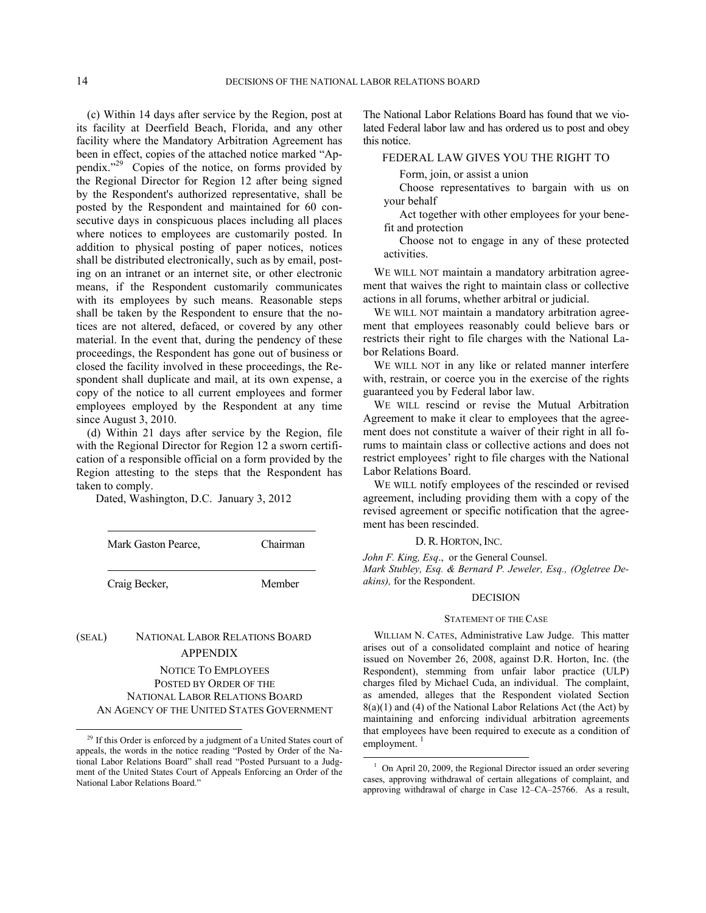(c) Within 14 days after service by the Region, post at its facility at Deerfield Beach, Florida, and any other facility where the Mandatory Arbitration Agreement has been in effect, copies of the attached notice marked "Appendix."[29] Copies of the notice, on forms provided by the Regional Director for Region 12 after being signed by the Respondent's authorized representative, shall be posted by the Respondent and maintained for 60 consecutive days in conspicuous places including all places where notices to employees are customarily posted. In addition to physical posting of paper notices, notices shall be distributed electronically, such as by email, posting on an intranet or an internet site, or other electronic means, if the Respondent customarily communicates with its employees by such means. Reasonable steps shall be taken by the Respondent to ensure that the notices are not altered, defaced, or covered by any other material. In the event that, during the pendency of these proceedings, the Respondent has gone out of business or closed the facility involved in these proceedings, the Respondent shall duplicate and mail, at its own expense, a copy of the notice to all current employees and former employees employed by the Respondent at any time since August 3, 2010.

(d) Within 21 days after service by the Region, file with the Regional Director for Region 12 a sworn certification of a responsible official on a form provided by the Region attesting to the steps that the Respondent has taken to comply.

Dated, Washington, D.C. January 3, 2012

Mark Gaston Pearce, Chairman

Craig Becker, Member

(SEAL) NATIONAL LABOR RELATIONS BOARD

APPENDIX

NOTICE TO EMPLOYEES
POSTED BY ORDER OF THE
NATIONAL LABOR RELATIONS BOARD
AN AGENCY OF THE UNITED STATES GOVERNMENT

The National Labor Relations Board has found that we violated Federal labor law and has ordered us to post and obey this notice.

FEDERAL LAW GIVES YOU THE RIGHT TO

Form, join, or assist a union

Choose representatives to bargain with us on your behalf

Act together with other employees for your benefit and protection

Choose not to engage in any of these protected activities.

WE WILL NOT maintain a mandatory arbitration agreement that waives the right to maintain class or collective actions in all forums, whether arbitral or judicial.

WE WILL NOT maintain a mandatory arbitration agreement that employees reasonably could believe bars or restricts their right to file charges with the National Labor Relations Board.

WE WILL NOT in any like or related manner interfere with, restrain, or coerce you in the exercise of the rights guaranteed you by Federal labor law.

WE WILL rescind or revise the Mutual Arbitration Agreement to make it clear to employees that the agreement does not constitute a waiver of their right in all forums to maintain class or collective actions and does not restrict employees' right to file charges with the National Labor Relations Board.

WE WILL notify employees of the rescinded or revised agreement, including providing them with a copy of the revised agreement or specific notification that the agreement has been rescinded.

D. R. HORTON, INC.

*John F. King, Esq*., or the General Counsel.
*Mark Stubley, Esq. & Bernard P. Jeweler, Esq., (Ogletree Deakins),* for the Respondent.

## DECISION

### STATEMENT OF THE CASE

WILLIAM N. CATES, Administrative Law Judge. This matter arises out of a consolidated complaint and notice of hearing issued on November 26, 2008, against D.R. Horton, Inc. (the Respondent), stemming from unfair labor practice (ULP) charges filed by Michael Cuda, an individual. The complaint, as amended, alleges that the Respondent violated Section 8(a)(1) and (4) of the National Labor Relations Act (the Act) by maintaining and enforcing individual arbitration agreements that employees have been required to execute as a condition of employment.[1]

[29] If this Order is enforced by a judgment of a United States court of appeals, the words in the notice reading "Posted by Order of the National Labor Relations Board" shall read "Posted Pursuant to a Judgment of the United States Court of Appeals Enforcing an Order of the National Labor Relations Board."

[1] On April 20, 2009, the Regional Director issued an order severing cases, approving withdrawal of certain allegations of complaint, and approving withdrawal of charge in Case 12–CA–25766. As a result,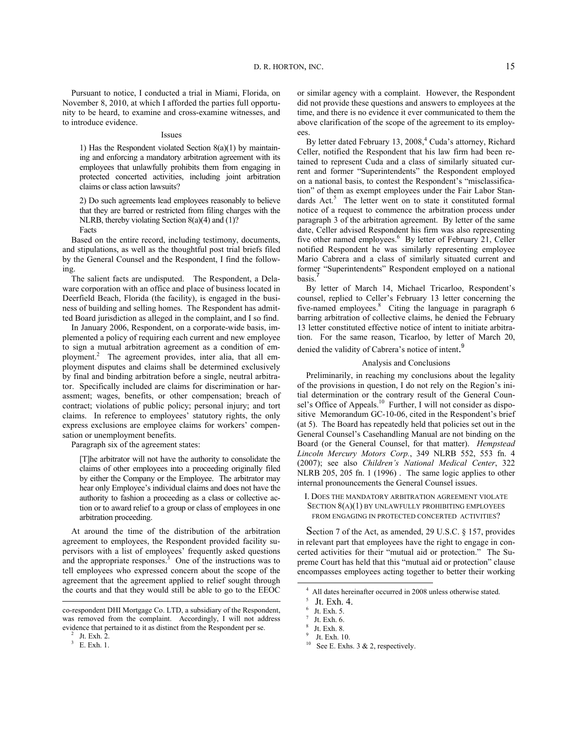Pursuant to notice, I conducted a trial in Miami, Florida, on November 8, 2010, at which I afforded the parties full opportunity to be heard, to examine and cross-examine witnesses, and to introduce evidence.

### Issues

> 1) Has the Respondent violated Section 8(a)(1) by maintaining and enforcing a mandatory arbitration agreement with its employees that unlawfully prohibits them from engaging in protected concerted activities, including joint arbitration claims or class action lawsuits?
>
> 2) Do such agreements lead employees reasonably to believe that they are barred or restricted from filing charges with the NLRB, thereby violating Section 8(a)(4) and (1)?

### Facts

Based on the entire record, including testimony, documents, and stipulations, as well as the thoughtful post trial briefs filed by the General Counsel and the Respondent, I find the following.

The salient facts are undisputed. The Respondent, a Delaware corporation with an office and place of business located in Deerfield Beach, Florida (the facility), is engaged in the business of building and selling homes. The Respondent has admitted Board jurisdiction as alleged in the complaint, and I so find.

In January 2006, Respondent, on a corporate-wide basis, implemented a policy of requiring each current and new employee to sign a mutual arbitration agreement as a condition of employment.[2] The agreement provides, inter alia, that all employment disputes and claims shall be determined exclusively by final and binding arbitration before a single, neutral arbitrator. Specifically included are claims for discrimination or harassment; wages, benefits, or other compensation; breach of contract; violations of public policy; personal injury; and tort claims. In reference to employees' statutory rights, the only express exclusions are employee claims for workers' compensation or unemployment benefits.

Paragraph six of the agreement states:

> [T]he arbitrator will not have the authority to consolidate the claims of other employees into a proceeding originally filed by either the Company or the Employee. The arbitrator may hear only Employee's individual claims and does not have the authority to fashion a proceeding as a class or collective action or to award relief to a group or class of employees in one arbitration proceeding.

At around the time of the distribution of the arbitration agreement to employees, the Respondent provided facility supervisors with a list of employees' frequently asked questions and the appropriate responses.[3] One of the instructions was to tell employees who expressed concern about the scope of the agreement that the agreement applied to relief sought through the courts and that they would still be able to go to the EEOC or similar agency with a complaint. However, the Respondent did not provide these questions and answers to employees at the time, and there is no evidence it ever communicated to them the above clarification of the scope of the agreement to its employees.

By letter dated February 13, 2008,[4] Cuda's attorney, Richard Celler, notified the Respondent that his law firm had been retained to represent Cuda and a class of similarly situated current and former "Superintendents" the Respondent employed on a national basis, to contest the Respondent's "misclassification" of them as exempt employees under the Fair Labor Standards Act.[5] The letter went on to state it constituted formal notice of a request to commence the arbitration process under paragraph 3 of the arbitration agreement. By letter of the same date, Celler advised Respondent his firm was also representing five other named employees.[6] By letter of February 21, Celler notified Respondent he was similarly representing employee Mario Cabrera and a class of similarly situated current and former "Superintendents" Respondent employed on a national basis.[7]

By letter of March 14, Michael Tricarloo, Respondent's counsel, replied to Celler's February 13 letter concerning the five-named employees.[8] Citing the language in paragraph 6 barring arbitration of collective claims, he denied the February 13 letter constituted effective notice of intent to initiate arbitration. For the same reason, Ticarloo, by letter of March 20, denied the validity of Cabrera's notice of intent.[9]

### Analysis and Conclusions

Preliminarily, in reaching my conclusions about the legality of the provisions in question, I do not rely on the Region's initial determination or the contrary result of the General Counsel's Office of Appeals.[10] Further, I will not consider as dispositive Memorandum GC-10-06, cited in the Respondent's brief (at 5). The Board has repeatedly held that policies set out in the General Counsel's Casehandling Manual are not binding on the Board (or the General Counsel, for that matter). *Hempstead Lincoln Mercury Motors Corp.*, 349 NLRB 552, 553 fn. 4 (2007); see also *Children's National Medical Center*, 322 NLRB 205, 205 fn. 1 (1996) . The same logic applies to other internal pronouncements the General Counsel issues.

#### I. Does the Mandatory Arbitration Agreement Violate Section 8(a)(1) by Unlawfully Prohibiting Employees from Engaging in Protected Concerted Activities?

Section 7 of the Act, as amended, 29 U.S.C. § 157, provides in relevant part that employees have the right to engage in concerted activities for their "mutual aid or protection." The Supreme Court has held that this "mutual aid or protection" clause encompasses employees acting together to better their working

---

co-respondent DHI Mortgage Co. LTD, a subsidiary of the Respondent, was removed from the complaint. Accordingly, I will not address evidence that pertained to it as distinct from the Respondent per se.

[2] Jt. Exh. 2.

[3] E. Exh. 1.

[4] All dates hereinafter occurred in 2008 unless otherwise stated.

[5] Jt. Exh. 4.

[6] Jt. Exh. 5.

[7] Jt. Exh. 6.

[8] Jt. Exh. 8.

[9] Jt. Exh. 10.

[10] See E. Exhs. 3 & 2, respectively.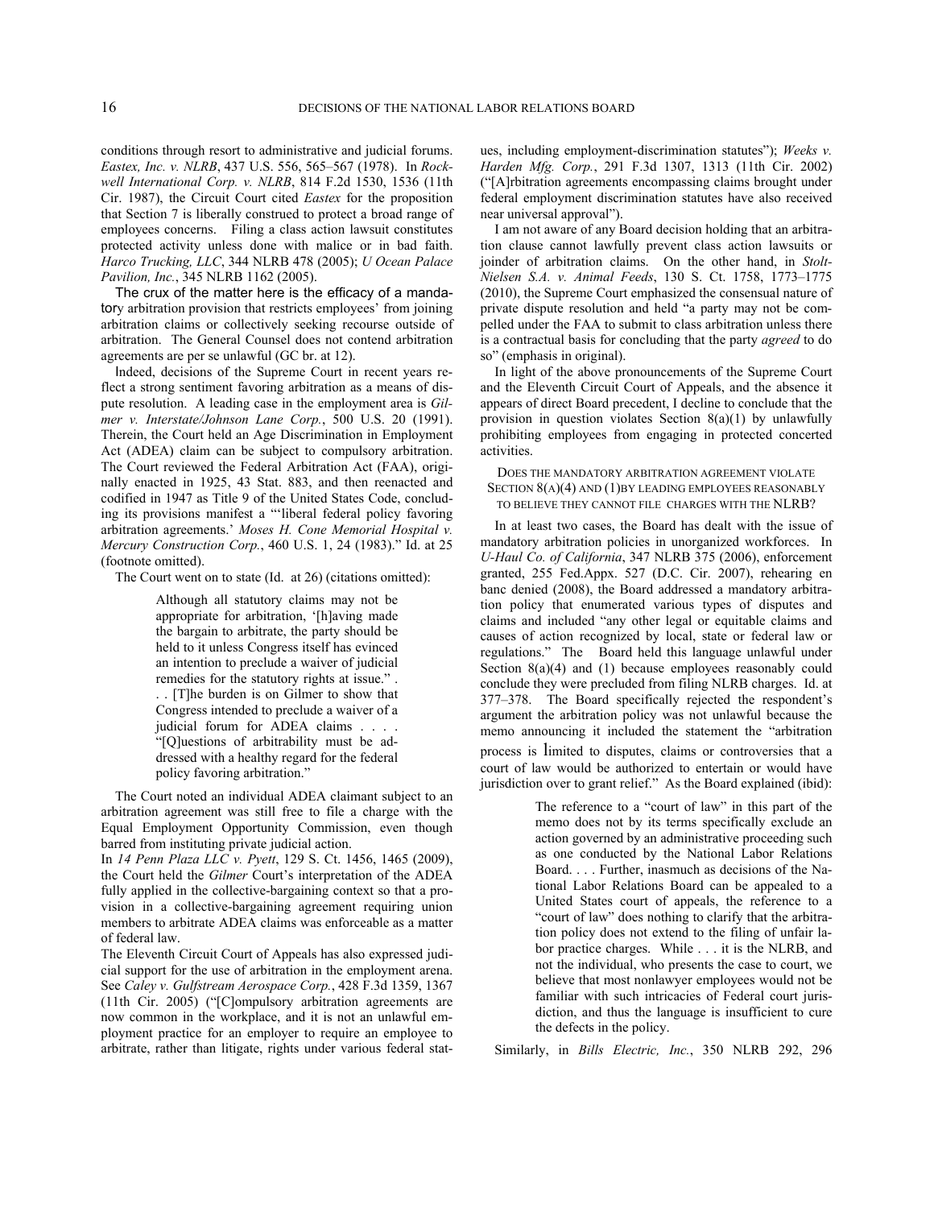conditions through resort to administrative and judicial forums. *Eastex, Inc. v. NLRB*, 437 U.S. 556, 565–567 (1978). In *Rockwell International Corp. v. NLRB*, 814 F.2d 1530, 1536 (11th Cir. 1987), the Circuit Court cited *Eastex* for the proposition that Section 7 is liberally construed to protect a broad range of employees concerns. Filing a class action lawsuit constitutes protected activity unless done with malice or in bad faith. *Harco Trucking, LLC*, 344 NLRB 478 (2005); *U Ocean Palace Pavilion, Inc.*, 345 NLRB 1162 (2005).

The crux of the matter here is the efficacy of a mandatory arbitration provision that restricts employees' from joining arbitration claims or collectively seeking recourse outside of arbitration. The General Counsel does not contend arbitration agreements are per se unlawful (GC br. at 12).

Indeed, decisions of the Supreme Court in recent years reflect a strong sentiment favoring arbitration as a means of dispute resolution. A leading case in the employment area is *Gilmer v. Interstate/Johnson Lane Corp.*, 500 U.S. 20 (1991). Therein, the Court held an Age Discrimination in Employment Act (ADEA) claim can be subject to compulsory arbitration. The Court reviewed the Federal Arbitration Act (FAA), originally enacted in 1925, 43 Stat. 883, and then reenacted and codified in 1947 as Title 9 of the United States Code, concluding its provisions manifest a "'liberal federal policy favoring arbitration agreements.' *Moses H. Cone Memorial Hospital v. Mercury Construction Corp.*, 460 U.S. 1, 24 (1983)." Id. at 25 (footnote omitted).

The Court went on to state (Id. at 26) (citations omitted):

> Although all statutory claims may not be appropriate for arbitration, '[h]aving made the bargain to arbitrate, the party should be held to it unless Congress itself has evinced an intention to preclude a waiver of judicial remedies for the statutory rights at issue." . . . [T]he burden is on Gilmer to show that Congress intended to preclude a waiver of a judicial forum for ADEA claims . . . . "[Q]uestions of arbitrability must be addressed with a healthy regard for the federal policy favoring arbitration."

The Court noted an individual ADEA claimant subject to an arbitration agreement was still free to file a charge with the Equal Employment Opportunity Commission, even though barred from instituting private judicial action.

In *14 Penn Plaza LLC v. Pyett*, 129 S. Ct. 1456, 1465 (2009), the Court held the *Gilmer* Court's interpretation of the ADEA fully applied in the collective-bargaining context so that a provision in a collective-bargaining agreement requiring union members to arbitrate ADEA claims was enforceable as a matter of federal law.

The Eleventh Circuit Court of Appeals has also expressed judicial support for the use of arbitration in the employment arena. See *Caley v. Gulfstream Aerospace Corp.*, 428 F.3d 1359, 1367 (11th Cir. 2005) ("[C]ompulsory arbitration agreements are now common in the workplace, and it is not an unlawful employment practice for an employer to require an employee to arbitrate, rather than litigate, rights under various federal statues, including employment-discrimination statutes"); *Weeks v. Harden Mfg. Corp.*, 291 F.3d 1307, 1313 (11th Cir. 2002) ("[A]rbitration agreements encompassing claims brought under federal employment discrimination statutes have also received near universal approval").

I am not aware of any Board decision holding that an arbitration clause cannot lawfully prevent class action lawsuits or joinder of arbitration claims. On the other hand, in *Stolt-Nielsen S.A. v. Animal Feeds*, 130 S. Ct. 1758, 1773–1775 (2010), the Supreme Court emphasized the consensual nature of private dispute resolution and held "a party may not be compelled under the FAA to submit to class arbitration unless there is a contractual basis for concluding that the party *agreed* to do so" (emphasis in original).

In light of the above pronouncements of the Supreme Court and the Eleventh Circuit Court of Appeals, and the absence it appears of direct Board precedent, I decline to conclude that the provision in question violates Section 8(a)(1) by unlawfully prohibiting employees from engaging in protected concerted activities.

### DOES THE MANDATORY ARBITRATION AGREEMENT VIOLATE SECTION 8(A)(4) AND (1)BY LEADING EMPLOYEES REASONABLY TO BELIEVE THEY CANNOT FILE CHARGES WITH THE NLRB?

In at least two cases, the Board has dealt with the issue of mandatory arbitration policies in unorganized workforces. In *U-Haul Co. of California*, 347 NLRB 375 (2006), enforcement granted, 255 Fed.Appx. 527 (D.C. Cir. 2007), rehearing en banc denied (2008), the Board addressed a mandatory arbitration policy that enumerated various types of disputes and claims and included "any other legal or equitable claims and causes of action recognized by local, state or federal law or regulations." The Board held this language unlawful under Section 8(a)(4) and (1) because employees reasonably could conclude they were precluded from filing NLRB charges. Id. at 377–378. The Board specifically rejected the respondent's argument the arbitration policy was not unlawful because the memo announcing it included the statement the "arbitration process is limited to disputes, claims or controversies that a court of law would be authorized to entertain or would have jurisdiction over to grant relief." As the Board explained (ibid):

> The reference to a "court of law" in this part of the memo does not by its terms specifically exclude an action governed by an administrative proceeding such as one conducted by the National Labor Relations Board. . . . Further, inasmuch as decisions of the National Labor Relations Board can be appealed to a United States court of appeals, the reference to a "court of law" does nothing to clarify that the arbitration policy does not extend to the filing of unfair labor practice charges. While . . . it is the NLRB, and not the individual, who presents the case to court, we believe that most nonlawyer employees would not be familiar with such intricacies of Federal court jurisdiction, and thus the language is insufficient to cure the defects in the policy.

Similarly, in *Bills Electric, Inc.*, 350 NLRB 292, 296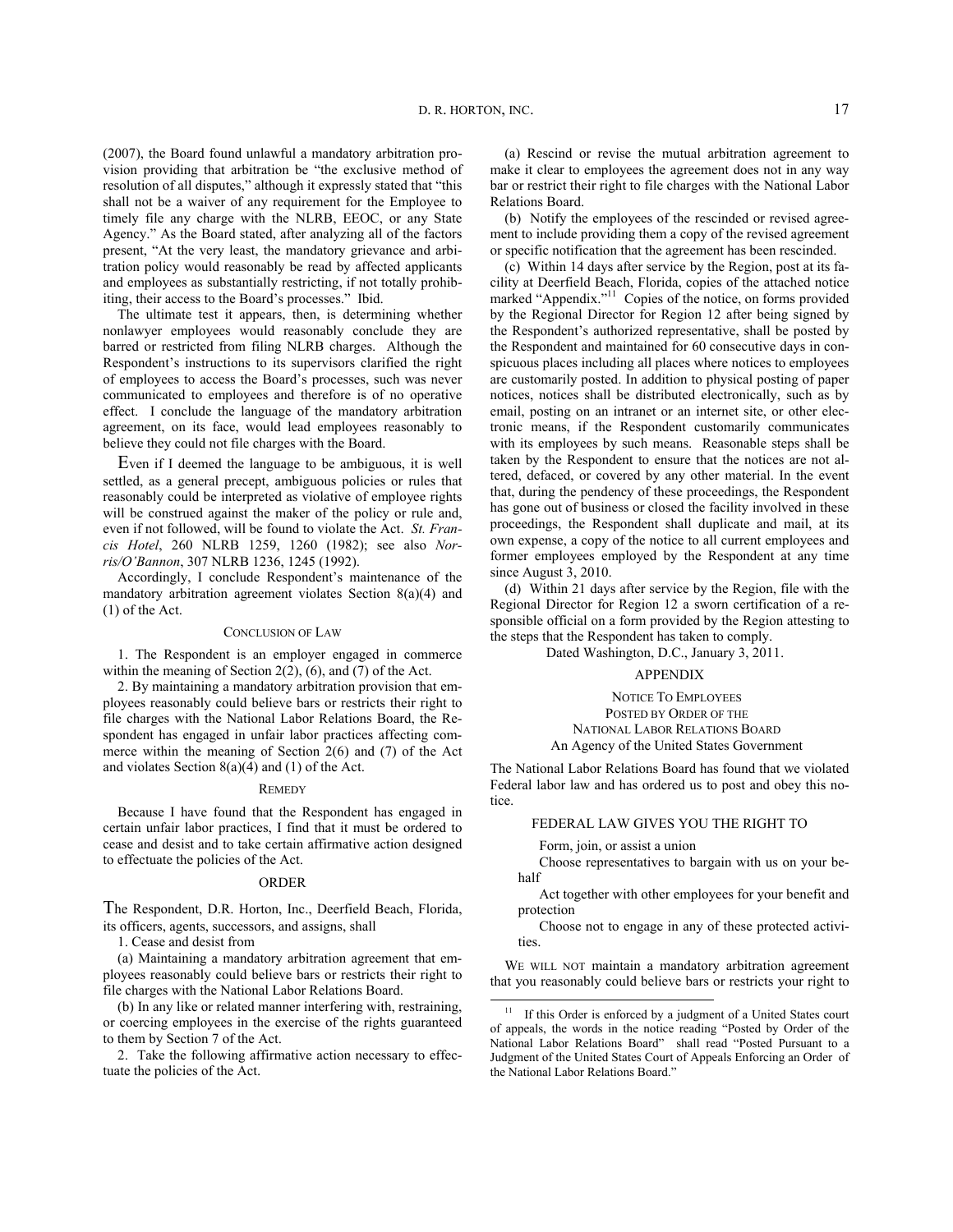(2007), the Board found unlawful a mandatory arbitration provision providing that arbitration be "the exclusive method of resolution of all disputes," although it expressly stated that "this shall not be a waiver of any requirement for the Employee to timely file any charge with the NLRB, EEOC, or any State Agency." As the Board stated, after analyzing all of the factors present, "At the very least, the mandatory grievance and arbitration policy would reasonably be read by affected applicants and employees as substantially restricting, if not totally prohibiting, their access to the Board's processes." Ibid.

The ultimate test it appears, then, is determining whether nonlawyer employees would reasonably conclude they are barred or restricted from filing NLRB charges. Although the Respondent's instructions to its supervisors clarified the right of employees to access the Board's processes, such was never communicated to employees and therefore is of no operative effect. I conclude the language of the mandatory arbitration agreement, on its face, would lead employees reasonably to believe they could not file charges with the Board.

Even if I deemed the language to be ambiguous, it is well settled, as a general precept, ambiguous policies or rules that reasonably could be interpreted as violative of employee rights will be construed against the maker of the policy or rule and, even if not followed, will be found to violate the Act. *St. Francis Hotel*, 260 NLRB 1259, 1260 (1982); see also *Norris/O'Bannon*, 307 NLRB 1236, 1245 (1992).

Accordingly, I conclude Respondent's maintenance of the mandatory arbitration agreement violates Section 8(a)(4) and (1) of the Act.

## CONCLUSION OF LAW

1. The Respondent is an employer engaged in commerce within the meaning of Section 2(2), (6), and (7) of the Act.

2. By maintaining a mandatory arbitration provision that employees reasonably could believe bars or restricts their right to file charges with the National Labor Relations Board, the Respondent has engaged in unfair labor practices affecting commerce within the meaning of Section 2(6) and (7) of the Act and violates Section 8(a)(4) and (1) of the Act.

## REMEDY

Because I have found that the Respondent has engaged in certain unfair labor practices, I find that it must be ordered to cease and desist and to take certain affirmative action designed to effectuate the policies of the Act.

## ORDER

The Respondent, D.R. Horton, Inc., Deerfield Beach, Florida, its officers, agents, successors, and assigns, shall

1. Cease and desist from

(a) Maintaining a mandatory arbitration agreement that employees reasonably could believe bars or restricts their right to file charges with the National Labor Relations Board.

(b) In any like or related manner interfering with, restraining, or coercing employees in the exercise of the rights guaranteed to them by Section 7 of the Act.

2. Take the following affirmative action necessary to effectuate the policies of the Act.

(a) Rescind or revise the mutual arbitration agreement to make it clear to employees the agreement does not in any way bar or restrict their right to file charges with the National Labor Relations Board.

(b) Notify the employees of the rescinded or revised agreement to include providing them a copy of the revised agreement or specific notification that the agreement has been rescinded.

(c) Within 14 days after service by the Region, post at its facility at Deerfield Beach, Florida, copies of the attached notice marked "Appendix."[11] Copies of the notice, on forms provided by the Regional Director for Region 12 after being signed by the Respondent's authorized representative, shall be posted by the Respondent and maintained for 60 consecutive days in conspicuous places including all places where notices to employees are customarily posted. In addition to physical posting of paper notices, notices shall be distributed electronically, such as by email, posting on an intranet or an internet site, or other electronic means, if the Respondent customarily communicates with its employees by such means. Reasonable steps shall be taken by the Respondent to ensure that the notices are not altered, defaced, or covered by any other material. In the event that, during the pendency of these proceedings, the Respondent has gone out of business or closed the facility involved in these proceedings, the Respondent shall duplicate and mail, at its own expense, a copy of the notice to all current employees and former employees employed by the Respondent at any time since August 3, 2010.

(d) Within 21 days after service by the Region, file with the Regional Director for Region 12 a sworn certification of a responsible official on a form provided by the Region attesting to the steps that the Respondent has taken to comply.

Dated Washington, D.C., January 3, 2011.

## APPENDIX

NOTICE TO EMPLOYEES
POSTED BY ORDER OF THE
NATIONAL LABOR RELATIONS BOARD
An Agency of the United States Government

The National Labor Relations Board has found that we violated Federal labor law and has ordered us to post and obey this notice.

FEDERAL LAW GIVES YOU THE RIGHT TO

Form, join, or assist a union

Choose representatives to bargain with us on your behalf

Act together with other employees for your benefit and protection

Choose not to engage in any of these protected activities.

WE WILL NOT maintain a mandatory arbitration agreement that you reasonably could believe bars or restricts your right to

[11] If this Order is enforced by a judgment of a United States court of appeals, the words in the notice reading "Posted by Order of the National Labor Relations Board" shall read "Posted Pursuant to a Judgment of the United States Court of Appeals Enforcing an Order of the National Labor Relations Board."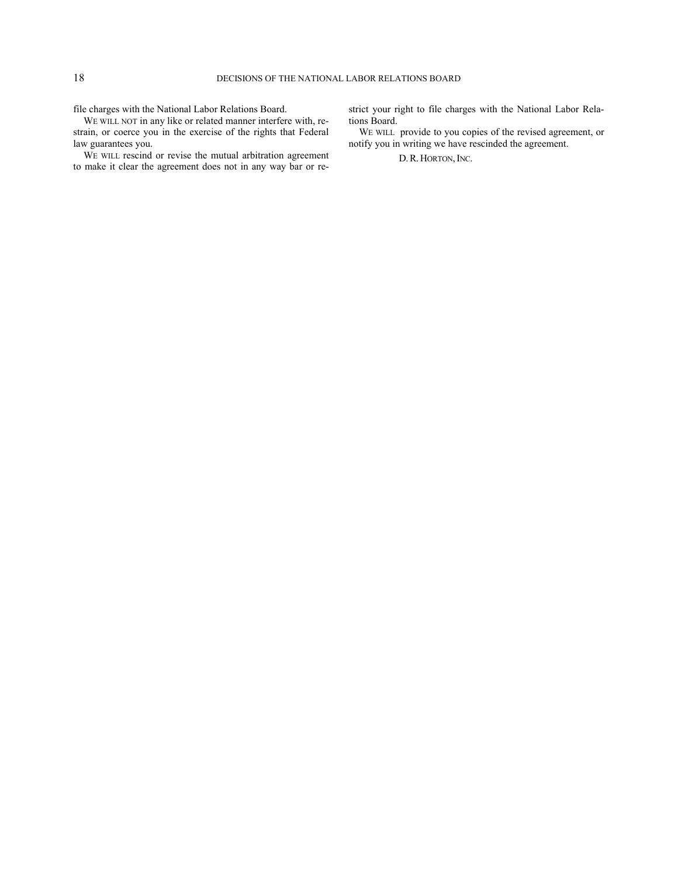file charges with the National Labor Relations Board.

WE WILL NOT in any like or related manner interfere with, restrain, or coerce you in the exercise of the rights that Federal law guarantees you.

WE WILL rescind or revise the mutual arbitration agreement to make it clear the agreement does not in any way bar or restrict your right to file charges with the National Labor Relations Board.

WE WILL provide to you copies of the revised agreement, or notify you in writing we have rescinded the agreement.

D. R. HORTON, INC.